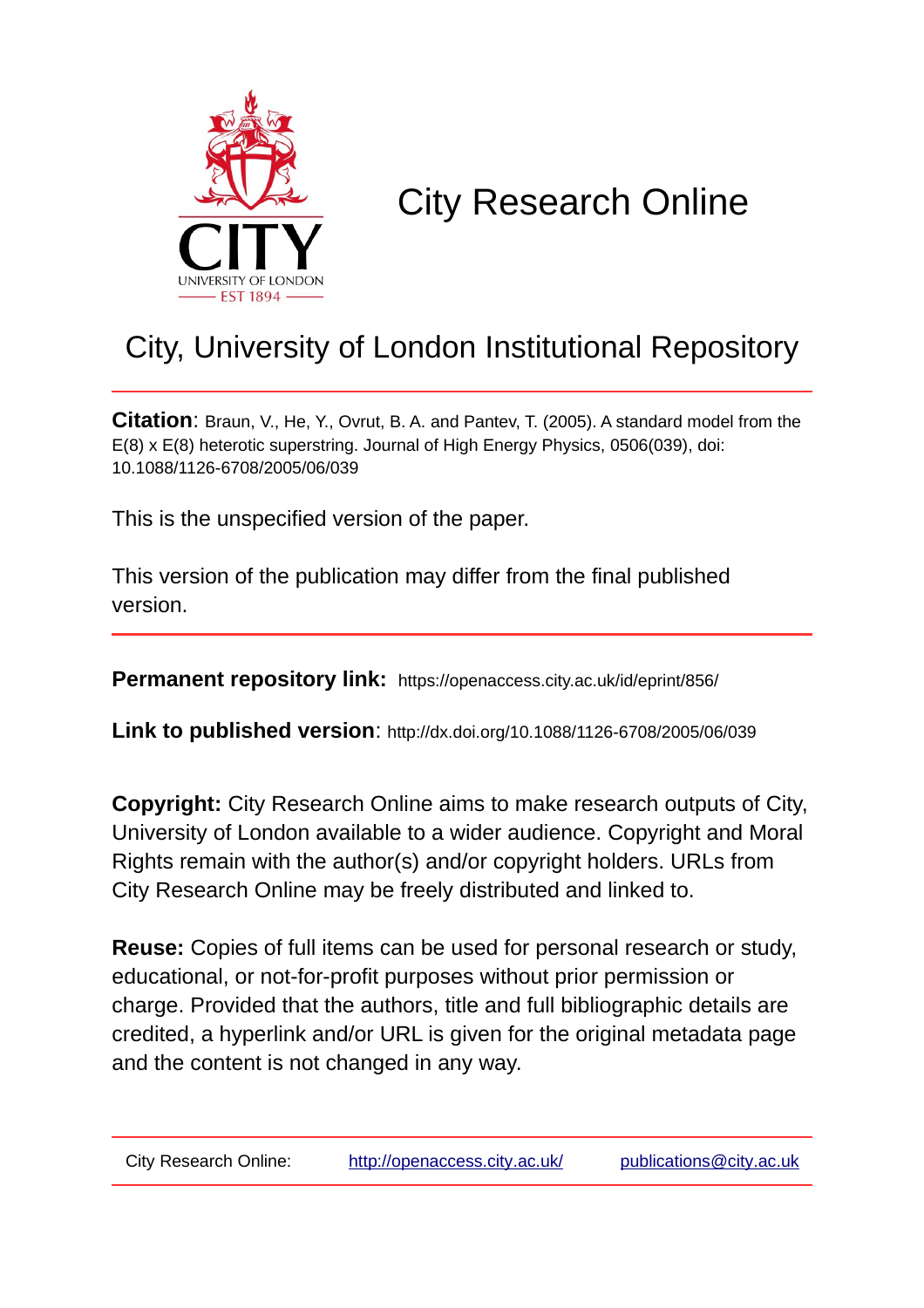# City Research Online

## City, University of London Institutional Repository

**Citation**: Braun, V., He, Y., Ovrut, B. A. and Pantev, T. (2005). A standard model from the E(8) x E(8) heterotic superstring. Journal of High Energy Physics, 0506(039), doi: 10.1088/1126-6708/2005/06/039

This is the unspecified version of the paper.

This version of the publication may differ from the final published version.

**Permanent repository link:** https://openaccess.city.ac.uk/id/eprint/856/

**Link to published version**: http://dx.doi.org/10.1088/1126-6708/2005/06/039

**Copyright:** City Research Online aims to make research outputs of City, University of London available to a wider audience. Copyright and Moral Rights remain with the author(s) and/or copyright holders. URLs from City Research Online may be freely distributed and linked to.

**Reuse:** Copies of full items can be used for personal research or study, educational, or not-for-profit purposes without prior permission or charge. Provided that the authors, title and full bibliographic details are credited, a hyperlink and/or URL is given for the original metadata page and the content is not changed in any way.

City Research Online: http://openaccess.city.ac.uk/ publications@city.ac.uk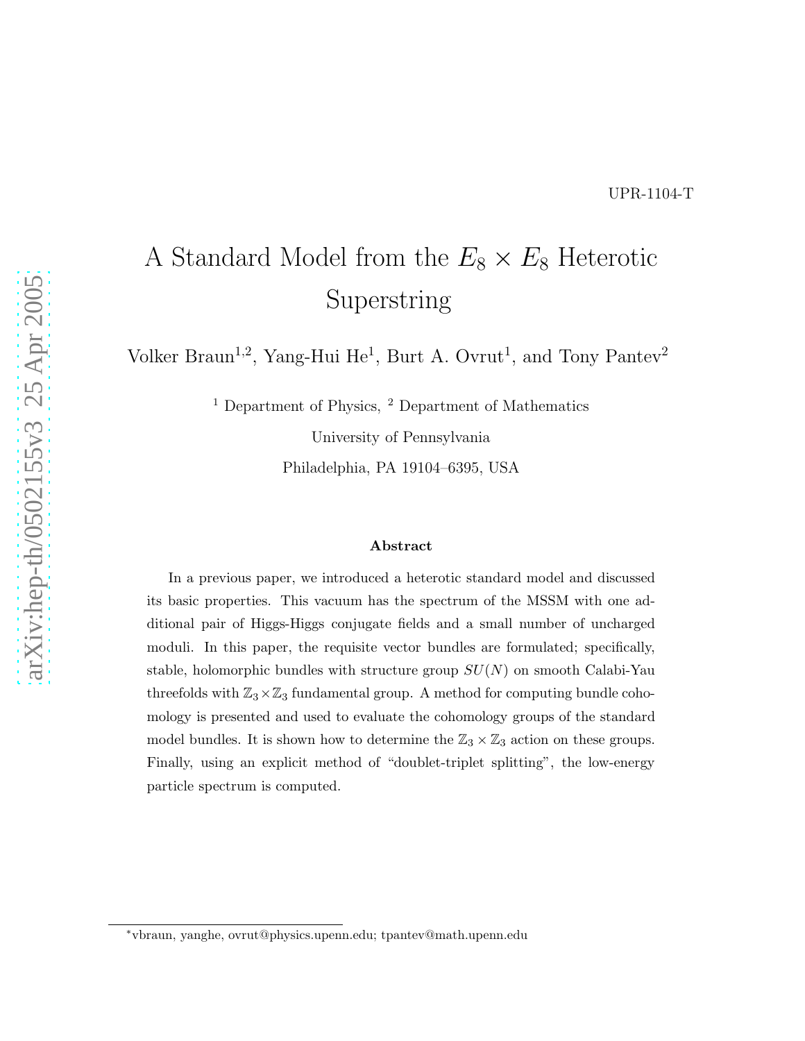UPR-1104-T

# A Standard Model from the $E_8 \times E_8$ Heterotic Superstring

Volker Braun[1,2], Yang-Hui He[1], Burt A. Ovrut[1], and Tony Pantev[2]

[1] Department of Physics, [2] Department of Mathematics

University of Pennsylvania

Philadelphia, PA 19104–6395, USA

### Abstract

In a previous paper, we introduced a heterotic standard model and discussed its basic properties. This vacuum has the spectrum of the MSSM with one additional pair of Higgs-Higgs conjugate fields and a small number of uncharged moduli. In this paper, the requisite vector bundles are formulated; specifically, stable, holomorphic bundles with structure group $SU(N)$ on smooth Calabi-Yau threefolds with $\mathbb{Z}_3 \times \mathbb{Z}_3$ fundamental group. A method for computing bundle cohomology is presented and used to evaluate the cohomology groups of the standard model bundles. It is shown how to determine the $\mathbb{Z}_3 \times \mathbb{Z}_3$ action on these groups. Finally, using an explicit method of "doublet-triplet splitting", the low-energy particle spectrum is computed.

*vbraun, yanghe, ovrut@physics.upenn.edu; tpantev@math.upenn.edu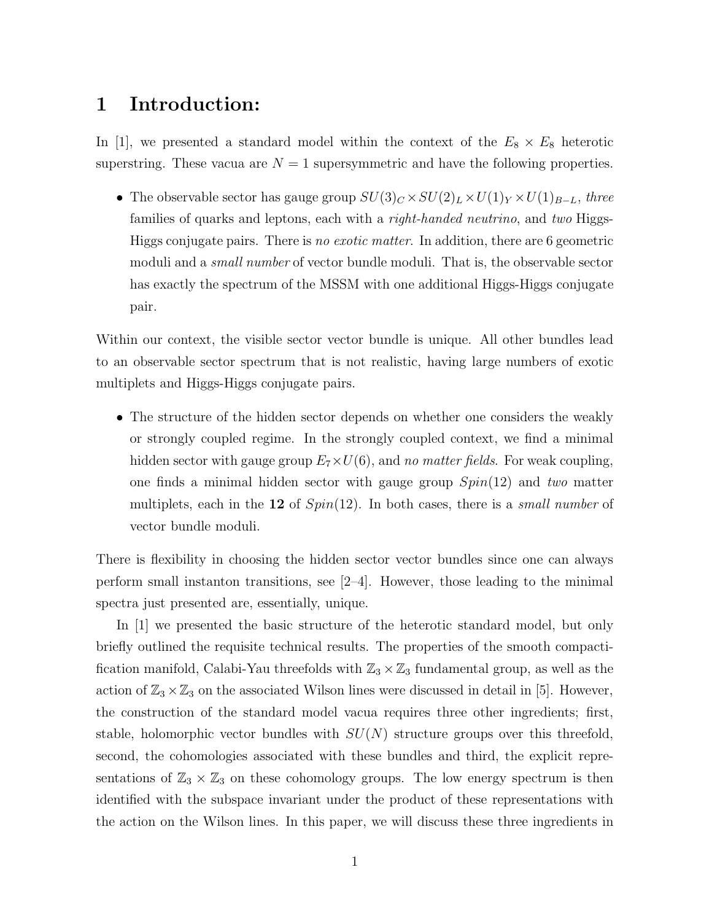# 1 Introduction:

In [1], we presented a standard model within the context of the $E_8 \times E_8$ heterotic superstring. These vacua are $N = 1$ supersymmetric and have the following properties.

- The observable sector has gauge group $SU(3)_C \times SU(2)_L \times U(1)_Y \times U(1)_{B-L}$, *three* families of quarks and leptons, each with a *right-handed neutrino*, and *two* Higgs-Higgs conjugate pairs. There is *no exotic matter*. In addition, there are 6 geometric moduli and a *small number* of vector bundle moduli. That is, the observable sector has exactly the spectrum of the MSSM with one additional Higgs-Higgs conjugate pair.

Within our context, the visible sector vector bundle is unique. All other bundles lead to an observable sector spectrum that is not realistic, having large numbers of exotic multiplets and Higgs-Higgs conjugate pairs.

- The structure of the hidden sector depends on whether one considers the weakly or strongly coupled regime. In the strongly coupled context, we find a minimal hidden sector with gauge group $E_7 \times U(6)$, and *no matter fields*. For weak coupling, one finds a minimal hidden sector with gauge group $Spin(12)$ and *two* matter multiplets, each in the **12** of $Spin(12)$. In both cases, there is a *small number* of vector bundle moduli.

There is flexibility in choosing the hidden sector vector bundles since one can always perform small instanton transitions, see [2–4]. However, those leading to the minimal spectra just presented are, essentially, unique.

In [1] we presented the basic structure of the heterotic standard model, but only briefly outlined the requisite technical results. The properties of the smooth compactification manifold, Calabi-Yau threefolds with $\mathbb{Z}_3 \times \mathbb{Z}_3$ fundamental group, as well as the action of $\mathbb{Z}_3 \times \mathbb{Z}_3$ on the associated Wilson lines were discussed in detail in [5]. However, the construction of the standard model vacua requires three other ingredients; first, stable, holomorphic vector bundles with $SU(N)$ structure groups over this threefold, second, the cohomologies associated with these bundles and third, the explicit representations of $\mathbb{Z}_3 \times \mathbb{Z}_3$ on these cohomology groups. The low energy spectrum is then identified with the subspace invariant under the product of these representations with the action on the Wilson lines. In this paper, we will discuss these three ingredients in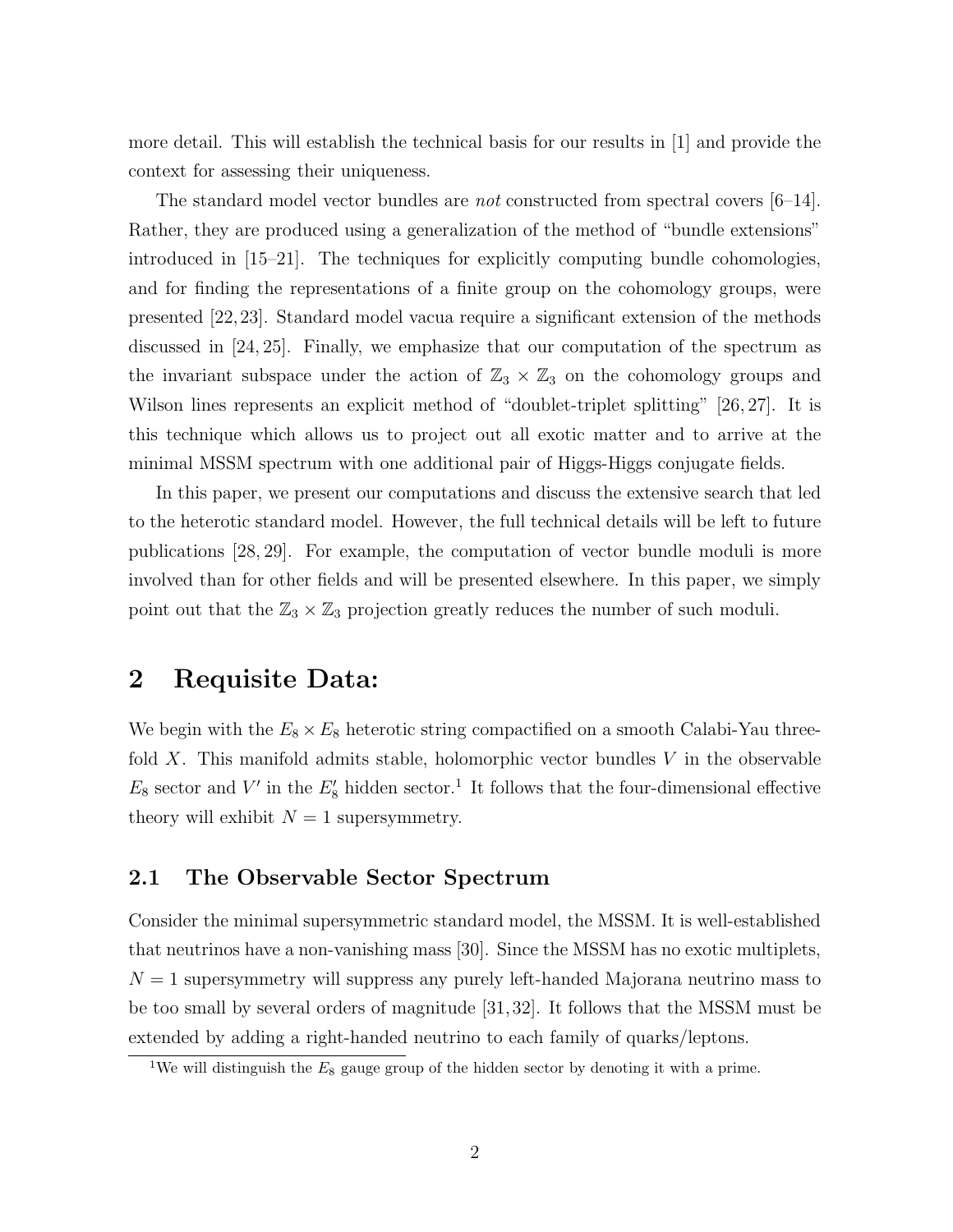more detail. This will establish the technical basis for our results in [1] and provide the context for assessing their uniqueness.

The standard model vector bundles are *not* constructed from spectral covers [6–14]. Rather, they are produced using a generalization of the method of "bundle extensions" introduced in [15–21]. The techniques for explicitly computing bundle cohomologies, and for finding the representations of a finite group on the cohomology groups, were presented [22,23]. Standard model vacua require a significant extension of the methods discussed in [24,25]. Finally, we emphasize that our computation of the spectrum as the invariant subspace under the action of $\mathbb{Z}_3 \times \mathbb{Z}_3$ on the cohomology groups and Wilson lines represents an explicit method of "doublet-triplet splitting" [26,27]. It is this technique which allows us to project out all exotic matter and to arrive at the minimal MSSM spectrum with one additional pair of Higgs-Higgs conjugate fields.

In this paper, we present our computations and discuss the extensive search that led to the heterotic standard model. However, the full technical details will be left to future publications [28,29]. For example, the computation of vector bundle moduli is more involved than for other fields and will be presented elsewhere. In this paper, we simply point out that the $\mathbb{Z}_3 \times \mathbb{Z}_3$ projection greatly reduces the number of such moduli.

## 2 Requisite Data:

We begin with the $E_8 \times E_8$ heterotic string compactified on a smooth Calabi-Yau threefold $X$. This manifold admits stable, holomorphic vector bundles $V$ in the observable $E_8$ sector and $V'$ in the $E'_8$ hidden sector.[1] It follows that the four-dimensional effective theory will exhibit $N = 1$ supersymmetry.

### 2.1 The Observable Sector Spectrum

Consider the minimal supersymmetric standard model, the MSSM. It is well-established that neutrinos have a non-vanishing mass [30]. Since the MSSM has no exotic multiplets, $N = 1$ supersymmetry will suppress any purely left-handed Majorana neutrino mass to be too small by several orders of magnitude [31,32]. It follows that the MSSM must be extended by adding a right-handed neutrino to each family of quarks/leptons.

[1] We will distinguish the $E_8$ gauge group of the hidden sector by denoting it with a prime.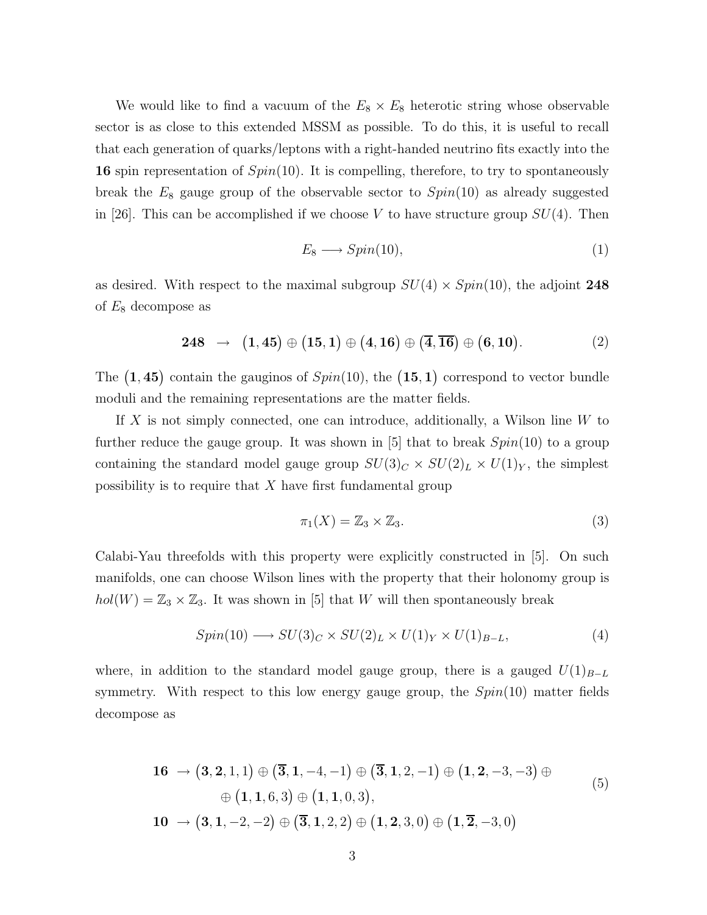We would like to find a vacuum of the $E_8 \times E_8$ heterotic string whose observable sector is as close to this extended MSSM as possible. To do this, it is useful to recall that each generation of quarks/leptons with a right-handed neutrino fits exactly into the **16** spin representation of $Spin(10)$. It is compelling, therefore, to try to spontaneously break the $E_8$ gauge group of the observable sector to $Spin(10)$ as already suggested in [26]. This can be accomplished if we choose $V$ to have structure group $SU(4)$. Then

$$E_8 \longrightarrow Spin(10), \tag{1}$$

as desired. With respect to the maximal subgroup $SU(4) \times Spin(10)$, the adjoint **248** of $E_8$ decompose as

$$\mathbf{248} \;\rightarrow\; (\mathbf{1}, \mathbf{45}) \oplus (\mathbf{15}, \mathbf{1}) \oplus (\mathbf{4}, \mathbf{16}) \oplus (\overline{\mathbf{4}}, \overline{\mathbf{16}}) \oplus (\mathbf{6}, \mathbf{10}). \tag{2}$$

The $(\mathbf{1}, \mathbf{45})$ contain the gauginos of $Spin(10)$, the $(\mathbf{15}, \mathbf{1})$ correspond to vector bundle moduli and the remaining representations are the matter fields.

If $X$ is not simply connected, one can introduce, additionally, a Wilson line $W$ to further reduce the gauge group. It was shown in [5] that to break $Spin(10)$ to a group containing the standard model gauge group $SU(3)_C \times SU(2)_L \times U(1)_Y$, the simplest possibility is to require that $X$ have first fundamental group

$$\pi_1(X) = \mathbb{Z}_3 \times \mathbb{Z}_3. \tag{3}$$

Calabi-Yau threefolds with this property were explicitly constructed in [5]. On such manifolds, one can choose Wilson lines with the property that their holonomy group is $hol(W) = \mathbb{Z}_3 \times \mathbb{Z}_3$. It was shown in [5] that $W$ will then spontaneously break

$$Spin(10) \longrightarrow SU(3)_C \times SU(2)_L \times U(1)_Y \times U(1)_{B-L}, \tag{4}$$

where, in addition to the standard model gauge group, there is a gauged $U(1)_{B-L}$ symmetry. With respect to this low energy gauge group, the $Spin(10)$ matter fields decompose as

$$\begin{aligned} \mathbf{16} \;&\rightarrow (\mathbf{3}, \mathbf{2}, 1, 1) \oplus (\overline{\mathbf{3}}, \mathbf{1}, -4, -1) \oplus (\overline{\mathbf{3}}, \mathbf{1}, 2, -1) \oplus (\mathbf{1}, \mathbf{2}, -3, -3) \oplus \\ &\qquad \oplus (\mathbf{1}, \mathbf{1}, 6, 3) \oplus (\mathbf{1}, \mathbf{1}, 0, 3), \\ \mathbf{10} \;&\rightarrow (\mathbf{3}, \mathbf{1}, -2, -2) \oplus (\overline{\mathbf{3}}, \mathbf{1}, 2, 2) \oplus (\mathbf{1}, \mathbf{2}, 3, 0) \oplus (\mathbf{1}, \overline{\mathbf{2}}, -3, 0) \end{aligned} \tag{5}$$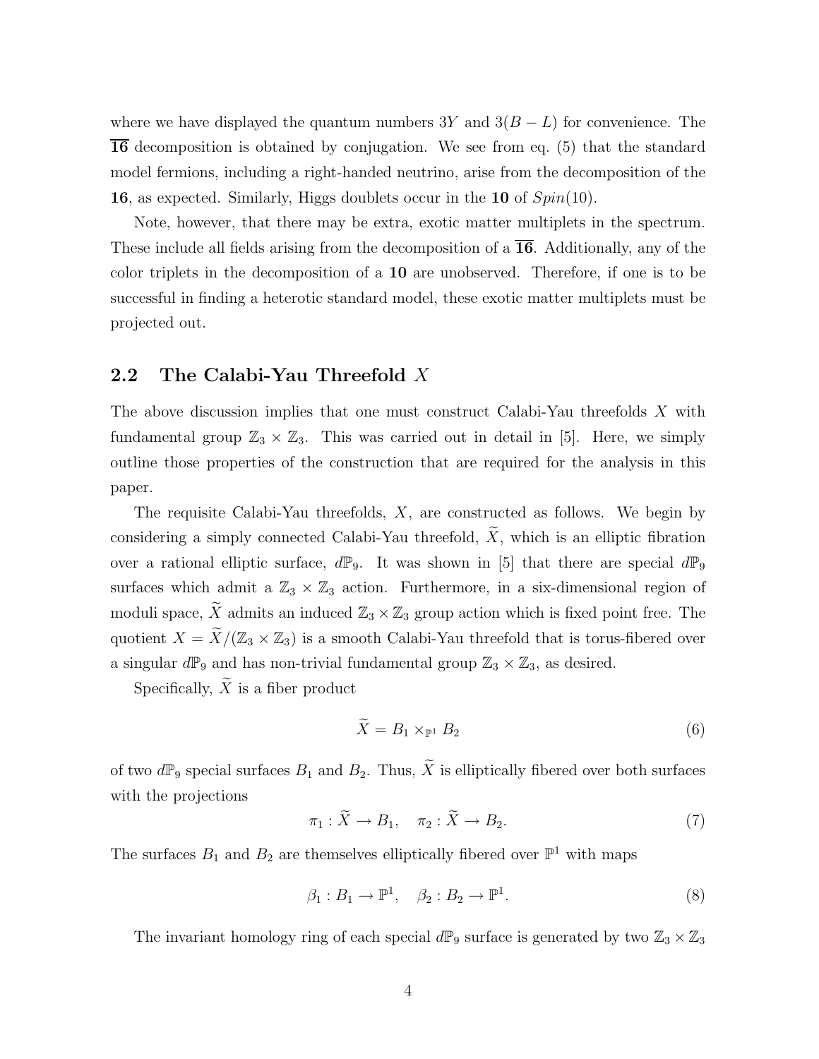where we have displayed the quantum numbers $3Y$ and $3(B-L)$ for convenience. The $\overline{\mathbf{16}}$ decomposition is obtained by conjugation. We see from eq. (5) that the standard model fermions, including a right-handed neutrino, arise from the decomposition of the **16**, as expected. Similarly, Higgs doublets occur in the **10** of $Spin(10)$.

Note, however, that there may be extra, exotic matter multiplets in the spectrum. These include all fields arising from the decomposition of a $\overline{\mathbf{16}}$. Additionally, any of the color triplets in the decomposition of a **10** are unobserved. Therefore, if one is to be successful in finding a heterotic standard model, these exotic matter multiplets must be projected out.

## 2.2 The Calabi-Yau Threefold $X$

The above discussion implies that one must construct Calabi-Yau threefolds $X$ with fundamental group $\mathbb{Z}_3 \times \mathbb{Z}_3$. This was carried out in detail in [5]. Here, we simply outline those properties of the construction that are required for the analysis in this paper.

The requisite Calabi-Yau threefolds, $X$, are constructed as follows. We begin by considering a simply connected Calabi-Yau threefold, $\widetilde{X}$, which is an elliptic fibration over a rational elliptic surface, $d\mathbb{P}_9$. It was shown in [5] that there are special $d\mathbb{P}_9$ surfaces which admit a $\mathbb{Z}_3 \times \mathbb{Z}_3$ action. Furthermore, in a six-dimensional region of moduli space, $\widetilde{X}$ admits an induced $\mathbb{Z}_3 \times \mathbb{Z}_3$ group action which is fixed point free. The quotient $X = \widetilde{X}/(\mathbb{Z}_3 \times \mathbb{Z}_3)$ is a smooth Calabi-Yau threefold that is torus-fibered over a singular $d\mathbb{P}_9$ and has non-trivial fundamental group $\mathbb{Z}_3 \times \mathbb{Z}_3$, as desired.

Specifically, $\widetilde{X}$ is a fiber product

$$\widetilde{X} = B_1 \times_{\mathbb{P}^1} B_2 \tag{6}$$

of two $d\mathbb{P}_9$ special surfaces $B_1$ and $B_2$. Thus, $\widetilde{X}$ is elliptically fibered over both surfaces with the projections

$$\pi_1 : \widetilde{X} \to B_1, \quad \pi_2 : \widetilde{X} \to B_2. \tag{7}$$

The surfaces $B_1$ and $B_2$ are themselves elliptically fibered over $\mathbb{P}^1$ with maps

$$\beta_1 : B_1 \to \mathbb{P}^1, \quad \beta_2 : B_2 \to \mathbb{P}^1. \tag{8}$$

The invariant homology ring of each special $d\mathbb{P}_9$ surface is generated by two $\mathbb{Z}_3 \times \mathbb{Z}_3$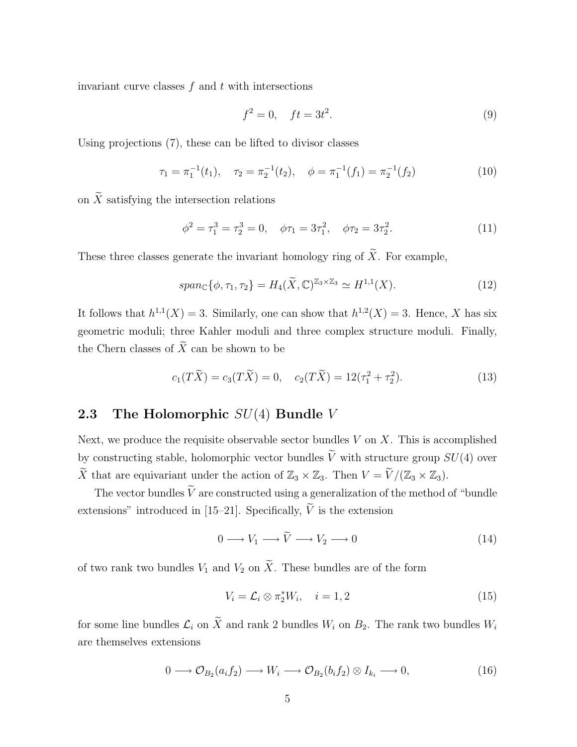invariant curve classes $f$ and $t$ with intersections

$$f^2 = 0, \quad ft = 3t^2. \tag{9}$$

Using projections (7), these can be lifted to divisor classes

$$\tau_1 = \pi_1^{-1}(t_1), \quad \tau_2 = \pi_2^{-1}(t_2), \quad \phi = \pi_1^{-1}(f_1) = \pi_2^{-1}(f_2) \tag{10}$$

on $\widetilde{X}$ satisfying the intersection relations

$$\phi^2 = \tau_1^3 = \tau_2^3 = 0, \quad \phi\tau_1 = 3\tau_1^2, \quad \phi\tau_2 = 3\tau_2^2. \tag{11}$$

These three classes generate the invariant homology ring of $\widetilde{X}$. For example,

$$span_{\mathbb{C}}\{\phi, \tau_1, \tau_2\} = H_4(\widetilde{X}, \mathbb{C})^{\mathbb{Z}_3 \times \mathbb{Z}_3} \simeq H^{1,1}(X). \tag{12}$$

It follows that $h^{1,1}(X) = 3$. Similarly, one can show that $h^{1,2}(X) = 3$. Hence, $X$ has six geometric moduli; three Kahler moduli and three complex structure moduli. Finally, the Chern classes of $\widetilde{X}$ can be shown to be

$$c_1(T\widetilde{X}) = c_3(T\widetilde{X}) = 0, \quad c_2(T\widetilde{X}) = 12(\tau_1^2 + \tau_2^2). \tag{13}$$

### 2.3 The Holomorphic $SU(4)$ Bundle $V$

Next, we produce the requisite observable sector bundles $V$ on $X$. This is accomplished by constructing stable, holomorphic vector bundles $\widetilde{V}$ with structure group $SU(4)$ over $\widetilde{X}$ that are equivariant under the action of $\mathbb{Z}_3 \times \mathbb{Z}_3$. Then $V = \widetilde{V}/(\mathbb{Z}_3 \times \mathbb{Z}_3)$.

The vector bundles $\widetilde{V}$ are constructed using a generalization of the method of "bundle extensions" introduced in [15–21]. Specifically, $\widetilde{V}$ is the extension

$$0 \longrightarrow V_1 \longrightarrow \widetilde{V} \longrightarrow V_2 \longrightarrow 0 \tag{14}$$

of two rank two bundles $V_1$ and $V_2$ on $\widetilde{X}$. These bundles are of the form

$$V_i = \mathcal{L}_i \otimes \pi_2^* W_i, \quad i = 1, 2 \tag{15}$$

for some line bundles $\mathcal{L}_i$ on $\widetilde{X}$ and rank 2 bundles $W_i$ on $B_2$. The rank two bundles $W_i$ are themselves extensions

$$0 \longrightarrow \mathcal{O}_{B_2}(a_i f_2) \longrightarrow W_i \longrightarrow \mathcal{O}_{B_2}(b_i f_2) \otimes I_{k_i} \longrightarrow 0, \tag{16}$$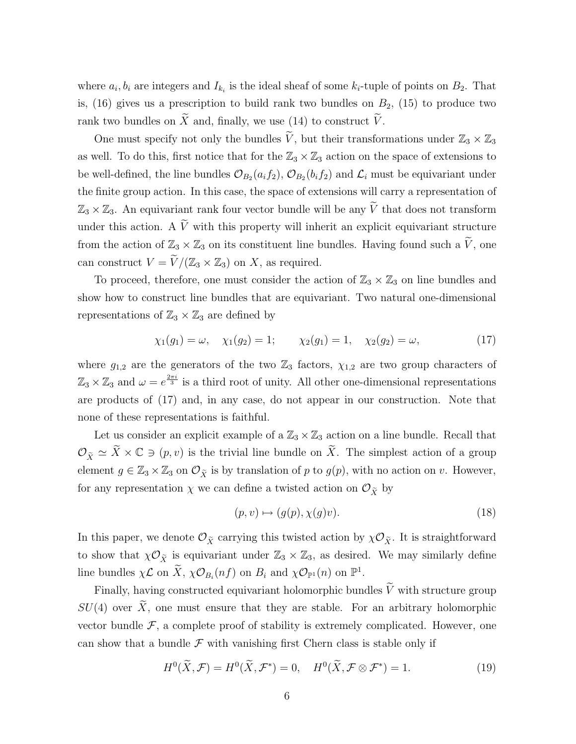where $a_i, b_i$ are integers and $I_{k_i}$ is the ideal sheaf of some $k_i$-tuple of points on $B_2$. That is, (16) gives us a prescription to build rank two bundles on $B_2$, (15) to produce two rank two bundles on $\widetilde{X}$ and, finally, we use (14) to construct $\widetilde{V}$.

One must specify not only the bundles $\widetilde{V}$, but their transformations under $\mathbb{Z}_3 \times \mathbb{Z}_3$ as well. To do this, first notice that for the $\mathbb{Z}_3 \times \mathbb{Z}_3$ action on the space of extensions to be well-defined, the line bundles $\mathcal{O}_{B_2}(a_i f_2)$, $\mathcal{O}_{B_2}(b_i f_2)$ and $\mathcal{L}_i$ must be equivariant under the finite group action. In this case, the space of extensions will carry a representation of $\mathbb{Z}_3 \times \mathbb{Z}_3$. An equivariant rank four vector bundle will be any $\widetilde{V}$ that does not transform under this action. A $\widetilde{V}$ with this property will inherit an explicit equivariant structure from the action of $\mathbb{Z}_3 \times \mathbb{Z}_3$ on its constituent line bundles. Having found such a $\widetilde{V}$, one can construct $V = \widetilde{V}/(\mathbb{Z}_3 \times \mathbb{Z}_3)$ on $X$, as required.

To proceed, therefore, one must consider the action of $\mathbb{Z}_3 \times \mathbb{Z}_3$ on line bundles and show how to construct line bundles that are equivariant. Two natural one-dimensional representations of $\mathbb{Z}_3 \times \mathbb{Z}_3$ are defined by

$$\chi_1(g_1) = \omega, \quad \chi_1(g_2) = 1; \qquad \chi_2(g_1) = 1, \quad \chi_2(g_2) = \omega, \tag{17}$$

where $g_{1,2}$ are the generators of the two $\mathbb{Z}_3$ factors, $\chi_{1,2}$ are two group characters of $\mathbb{Z}_3 \times \mathbb{Z}_3$ and $\omega = e^{\frac{2\pi i}{3}}$ is a third root of unity. All other one-dimensional representations are products of (17) and, in any case, do not appear in our construction. Note that none of these representations is faithful.

Let us consider an explicit example of a $\mathbb{Z}_3 \times \mathbb{Z}_3$ action on a line bundle. Recall that $\mathcal{O}_{\widetilde{X}} \simeq \widetilde{X} \times \mathbb{C} \ni (p, v)$ is the trivial line bundle on $\widetilde{X}$. The simplest action of a group element $g \in \mathbb{Z}_3 \times \mathbb{Z}_3$ on $\mathcal{O}_{\widetilde{X}}$ is by translation of $p$ to $g(p)$, with no action on $v$. However, for any representation $\chi$ we can define a twisted action on $\mathcal{O}_{\widetilde{X}}$ by

$$(p, v) \mapsto (g(p), \chi(g)v). \tag{18}$$

In this paper, we denote $\mathcal{O}_{\widetilde{X}}$ carrying this twisted action by $\chi\mathcal{O}_{\widetilde{X}}$. It is straightforward to show that $\chi\mathcal{O}_{\widetilde{X}}$ is equivariant under $\mathbb{Z}_3 \times \mathbb{Z}_3$, as desired. We may similarly define line bundles $\chi\mathcal{L}$ on $\widetilde{X}$, $\chi\mathcal{O}_{B_i}(nf)$ on $B_i$ and $\chi\mathcal{O}_{\mathbb{P}^1}(n)$ on $\mathbb{P}^1$.

Finally, having constructed equivariant holomorphic bundles $\widetilde{V}$ with structure group $SU(4)$ over $\widetilde{X}$, one must ensure that they are stable. For an arbitrary holomorphic vector bundle $\mathcal{F}$, a complete proof of stability is extremely complicated. However, one can show that a bundle $\mathcal{F}$ with vanishing first Chern class is stable only if

$$H^0(\widetilde{X}, \mathcal{F}) = H^0(\widetilde{X}, \mathcal{F}^*) = 0, \quad H^0(\widetilde{X}, \mathcal{F} \otimes \mathcal{F}^*) = 1. \tag{19}$$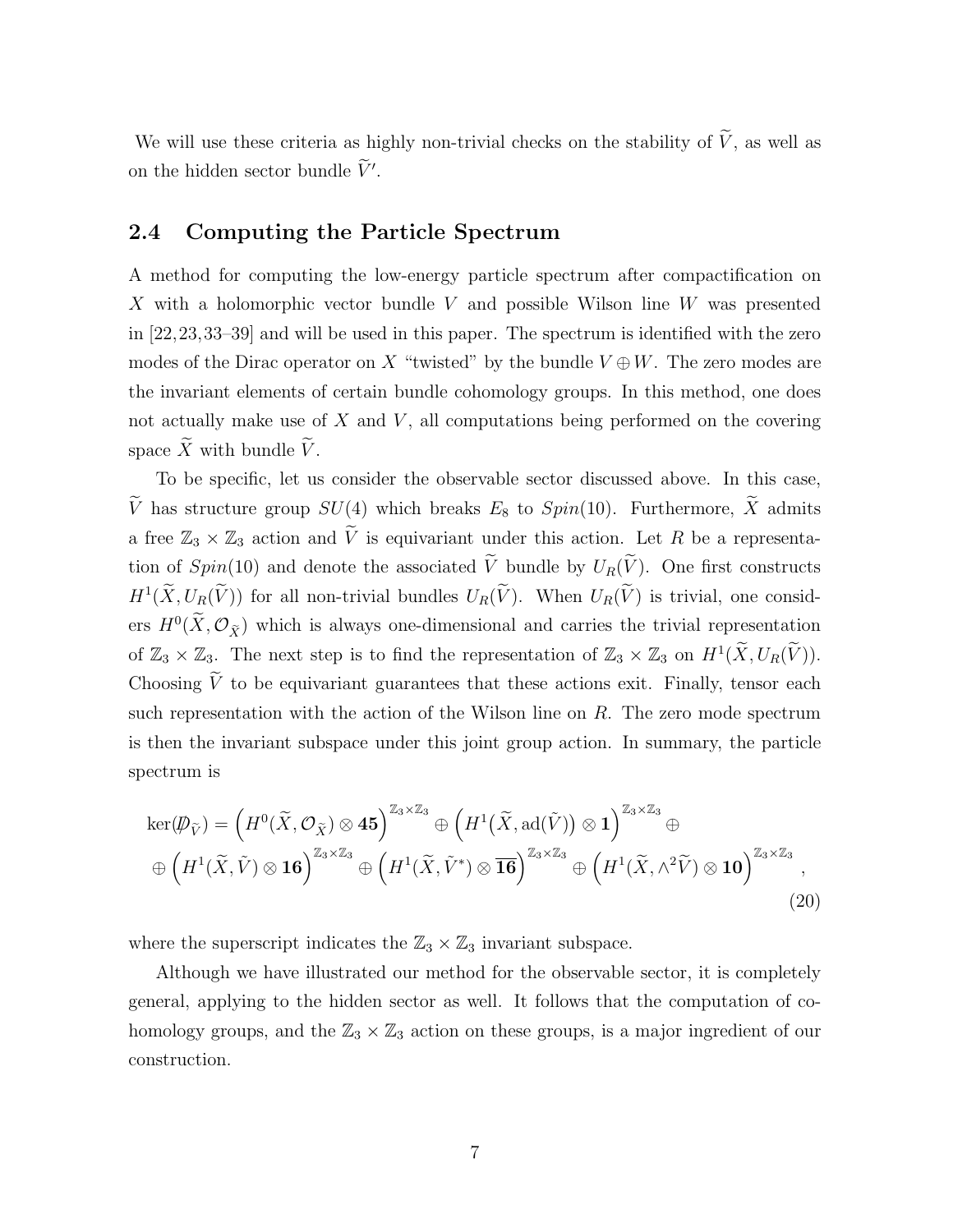We will use these criteria as highly non-trivial checks on the stability of $\widetilde{V}$, as well as on the hidden sector bundle $\widetilde{V}'$.

## 2.4 Computing the Particle Spectrum

A method for computing the low-energy particle spectrum after compactification on $X$ with a holomorphic vector bundle $V$ and possible Wilson line $W$ was presented in [22, 23, 33–39] and will be used in this paper. The spectrum is identified with the zero modes of the Dirac operator on $X$ "twisted" by the bundle $V \oplus W$. The zero modes are the invariant elements of certain bundle cohomology groups. In this method, one does not actually make use of $X$ and $V$, all computations being performed on the covering space $\widetilde{X}$ with bundle $\widetilde{V}$.

To be specific, let us consider the observable sector discussed above. In this case, $\widetilde{V}$ has structure group $SU(4)$ which breaks $E_8$ to $Spin(10)$. Furthermore, $\widetilde{X}$ admits a free $\mathbb{Z}_3 \times \mathbb{Z}_3$ action and $\widetilde{V}$ is equivariant under this action. Let $R$ be a representation of $Spin(10)$ and denote the associated $\widetilde{V}$ bundle by $U_R(\widetilde{V})$. One first constructs $H^1(\widetilde{X}, U_R(\widetilde{V}))$ for all non-trivial bundles $U_R(\widetilde{V})$. When $U_R(\widetilde{V})$ is trivial, one considers $H^0(\widetilde{X}, \mathcal{O}_{\widetilde{X}})$ which is always one-dimensional and carries the trivial representation of $\mathbb{Z}_3 \times \mathbb{Z}_3$. The next step is to find the representation of $\mathbb{Z}_3 \times \mathbb{Z}_3$ on $H^1(\widetilde{X}, U_R(\widetilde{V}))$. Choosing $\widetilde{V}$ to be equivariant guarantees that these actions exit. Finally, tensor each such representation with the action of the Wilson line on $R$. The zero mode spectrum is then the invariant subspace under this joint group action. In summary, the particle spectrum is

$$
\begin{aligned}
\ker(\not{D}_{\widetilde{V}}) = &\Big(H^0(\widetilde{X}, \mathcal{O}_{\widetilde{X}}) \otimes \mathbf{45}\Big)^{\mathbb{Z}_3 \times \mathbb{Z}_3} \oplus \Big(H^1\big(\widetilde{X}, \mathrm{ad}(\tilde{V})\big) \otimes \mathbf{1}\Big)^{\mathbb{Z}_3 \times \mathbb{Z}_3} \oplus \\
&\oplus \Big(H^1(\widetilde{X}, \tilde{V}) \otimes \mathbf{16}\Big)^{\mathbb{Z}_3 \times \mathbb{Z}_3} \oplus \Big(H^1(\widetilde{X}, \tilde{V}^*) \otimes \overline{\mathbf{16}}\Big)^{\mathbb{Z}_3 \times \mathbb{Z}_3} \oplus \Big(H^1(\widetilde{X}, \wedge^2 \widetilde{V}) \otimes \mathbf{10}\Big)^{\mathbb{Z}_3 \times \mathbb{Z}_3},
\end{aligned}
\tag{20}
$$

where the superscript indicates the $\mathbb{Z}_3 \times \mathbb{Z}_3$ invariant subspace.

Although we have illustrated our method for the observable sector, it is completely general, applying to the hidden sector as well. It follows that the computation of cohomology groups, and the $\mathbb{Z}_3 \times \mathbb{Z}_3$ action on these groups, is a major ingredient of our construction.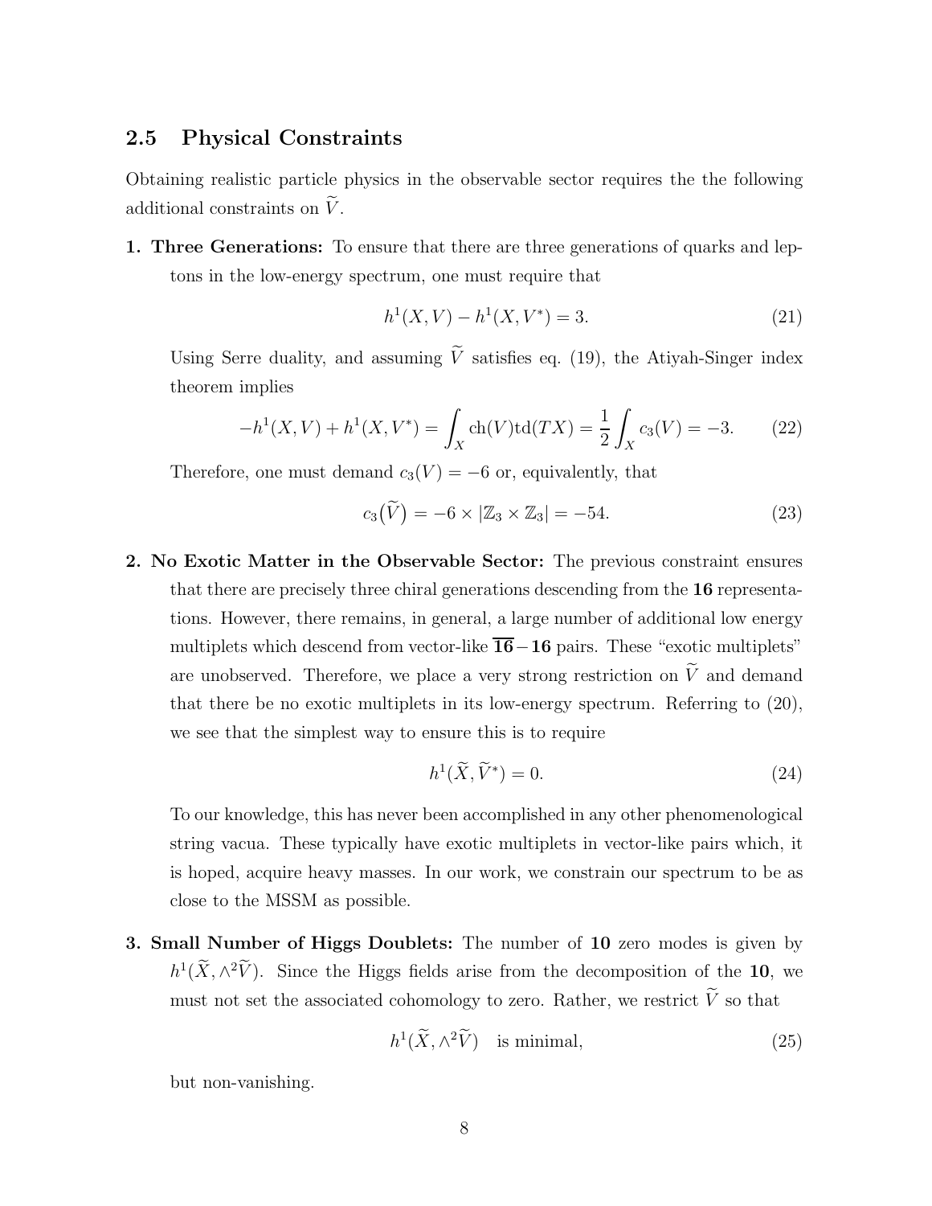## 2.5 Physical Constraints

Obtaining realistic particle physics in the observable sector requires the the following additional constraints on $\widetilde{V}$.

**1. Three Generations:** To ensure that there are three generations of quarks and leptons in the low-energy spectrum, one must require that

$$h^1(X, V) - h^1(X, V^*) = 3. \tag{21}$$

Using Serre duality, and assuming $\widetilde{V}$ satisfies eq. (19), the Atiyah-Singer index theorem implies

$$-h^1(X, V) + h^1(X, V^*) = \int_X \text{ch}(V)\text{td}(TX) = \frac{1}{2}\int_X c_3(V) = -3. \tag{22}$$

Therefore, one must demand $c_3(V) = -6$ or, equivalently, that

$$c_3\big(\widetilde{V}\big) = -6 \times |\mathbb{Z}_3 \times \mathbb{Z}_3| = -54. \tag{23}$$

**2. No Exotic Matter in the Observable Sector:** The previous constraint ensures that there are precisely three chiral generations descending from the **16** representations. However, there remains, in general, a large number of additional low energy multiplets which descend from vector-like $\overline{\mathbf{16}} - \mathbf{16}$ pairs. These "exotic multiplets" are unobserved. Therefore, we place a very strong restriction on $\widetilde{V}$ and demand that there be no exotic multiplets in its low-energy spectrum. Referring to (20), we see that the simplest way to ensure this is to require

$$h^1(\widetilde{X}, \widetilde{V}^*) = 0. \tag{24}$$

To our knowledge, this has never been accomplished in any other phenomenological string vacua. These typically have exotic multiplets in vector-like pairs which, it is hoped, acquire heavy masses. In our work, we constrain our spectrum to be as close to the MSSM as possible.

**3. Small Number of Higgs Doublets:** The number of **10** zero modes is given by $h^1(\widetilde{X}, \wedge^2\widetilde{V})$. Since the Higgs fields arise from the decomposition of the **10**, we must not set the associated cohomology to zero. Rather, we restrict $\widetilde{V}$ so that

$$h^1(\widetilde{X}, \wedge^2\widetilde{V}) \quad \text{is minimal,} \tag{25}$$

but non-vanishing.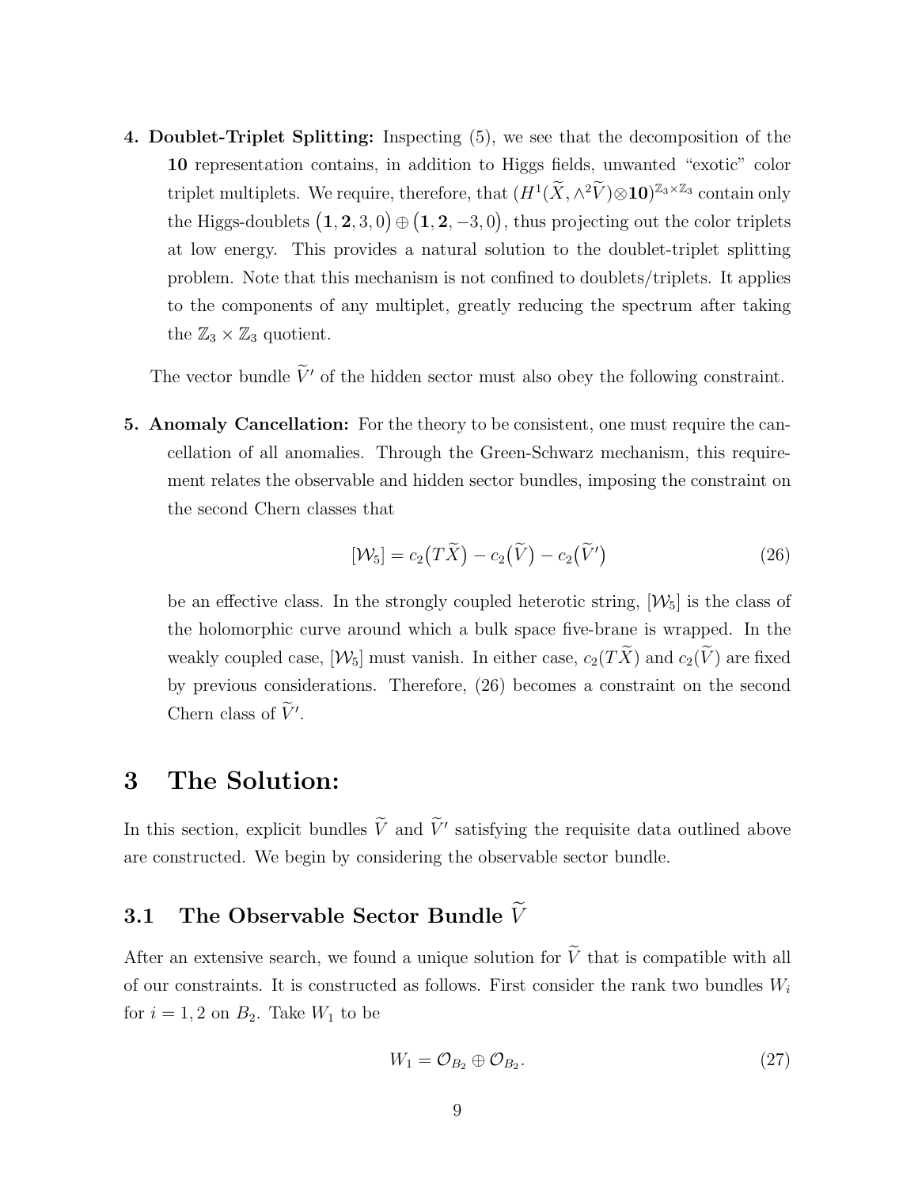**4. Doublet-Triplet Splitting:** Inspecting (5), we see that the decomposition of the $\mathbf{10}$ representation contains, in addition to Higgs fields, unwanted "exotic" color triplet multiplets. We require, therefore, that $(H^1(\widetilde{X}, \wedge^2 \widetilde{V}) \otimes \mathbf{10})^{\mathbb{Z}_3 \times \mathbb{Z}_3}$ contain only the Higgs-doublets $(\mathbf{1}, \mathbf{2}, 3, 0) \oplus (\mathbf{1}, \mathbf{2}, -3, 0)$, thus projecting out the color triplets at low energy. This provides a natural solution to the doublet-triplet splitting problem. Note that this mechanism is not confined to doublets/triplets. It applies to the components of any multiplet, greatly reducing the spectrum after taking the $\mathbb{Z}_3 \times \mathbb{Z}_3$ quotient.

The vector bundle $\widetilde{V}'$ of the hidden sector must also obey the following constraint.

**5. Anomaly Cancellation:** For the theory to be consistent, one must require the cancellation of all anomalies. Through the Green-Schwarz mechanism, this requirement relates the observable and hidden sector bundles, imposing the constraint on the second Chern classes that

$$[\mathcal{W}_5] = c_2(T\widetilde{X}) - c_2(\widetilde{V}) - c_2(\widetilde{V}') \tag{26}$$

be an effective class. In the strongly coupled heterotic string, $[\mathcal{W}_5]$ is the class of the holomorphic curve around which a bulk space five-brane is wrapped. In the weakly coupled case, $[\mathcal{W}_5]$ must vanish. In either case, $c_2(T\widetilde{X})$ and $c_2(\widetilde{V})$ are fixed by previous considerations. Therefore, (26) becomes a constraint on the second Chern class of $\widetilde{V}'$.

# 3 The Solution:

In this section, explicit bundles $\widetilde{V}$ and $\widetilde{V}'$ satisfying the requisite data outlined above are constructed. We begin by considering the observable sector bundle.

## 3.1 The Observable Sector Bundle $\widetilde{V}$

After an extensive search, we found a unique solution for $\widetilde{V}$ that is compatible with all of our constraints. It is constructed as follows. First consider the rank two bundles $W_i$ for $i = 1, 2$ on $B_2$. Take $W_1$ to be

$$W_1 = \mathcal{O}_{B_2} \oplus \mathcal{O}_{B_2}. \tag{27}$$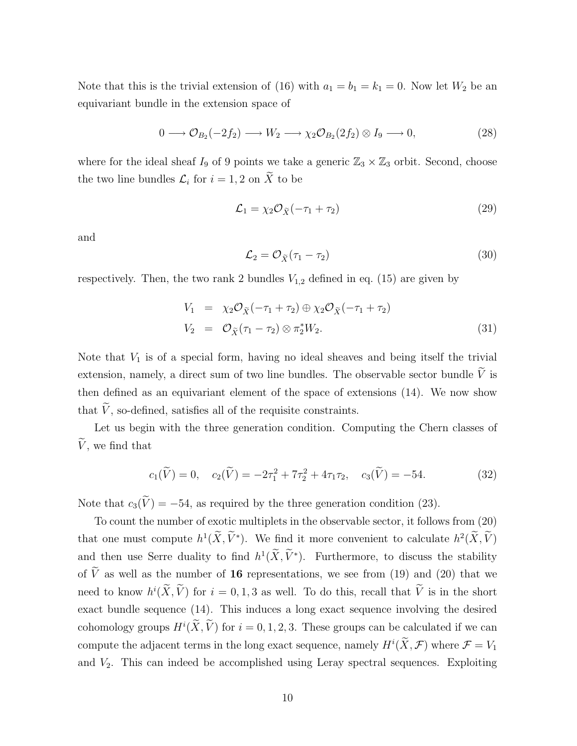Note that this is the trivial extension of (16) with $a_1 = b_1 = k_1 = 0$. Now let $W_2$ be an equivariant bundle in the extension space of

$$0 \longrightarrow \mathcal{O}_{B_2}(-2f_2) \longrightarrow W_2 \longrightarrow \chi_2 \mathcal{O}_{B_2}(2f_2) \otimes I_9 \longrightarrow 0, \tag{28}$$

where for the ideal sheaf $I_9$ of 9 points we take a generic $\mathbb{Z}_3 \times \mathbb{Z}_3$ orbit. Second, choose the two line bundles $\mathcal{L}_i$ for $i = 1, 2$ on $\widetilde{X}$ to be

$$\mathcal{L}_1 = \chi_2 \mathcal{O}_{\widetilde{X}}(-\tau_1 + \tau_2) \tag{29}$$

and

$$\mathcal{L}_2 = \mathcal{O}_{\widetilde{X}}(\tau_1 - \tau_2) \tag{30}$$

respectively. Then, the two rank 2 bundles $V_{1,2}$ defined in eq. (15) are given by

$$\begin{aligned} V_1 &= \chi_2 \mathcal{O}_{\widetilde{X}}(-\tau_1 + \tau_2) \oplus \chi_2 \mathcal{O}_{\widetilde{X}}(-\tau_1 + \tau_2) \\ V_2 &= \mathcal{O}_{\widetilde{X}}(\tau_1 - \tau_2) \otimes \pi_2^* W_2. \end{aligned} \tag{31}$$

Note that $V_1$ is of a special form, having no ideal sheaves and being itself the trivial extension, namely, a direct sum of two line bundles. The observable sector bundle $\widetilde{V}$ is then defined as an equivariant element of the space of extensions (14). We now show that $\widetilde{V}$, so-defined, satisfies all of the requisite constraints.

Let us begin with the three generation condition. Computing the Chern classes of $\widetilde{V}$, we find that

$$c_1(\widetilde{V}) = 0, \quad c_2(\widetilde{V}) = -2\tau_1^2 + 7\tau_2^2 + 4\tau_1\tau_2, \quad c_3(\widetilde{V}) = -54. \tag{32}$$

Note that $c_3(\widetilde{V}) = -54$, as required by the three generation condition (23).

To count the number of exotic multiplets in the observable sector, it follows from (20) that one must compute $h^1(\widetilde{X}, \widetilde{V}^*)$. We find it more convenient to calculate $h^2(\widetilde{X}, \widetilde{V})$ and then use Serre duality to find $h^1(\widetilde{X}, \widetilde{V}^*)$. Furthermore, to discuss the stability of $\widetilde{V}$ as well as the number of **16** representations, we see from (19) and (20) that we need to know $h^i(\widetilde{X}, \widetilde{V})$ for $i = 0, 1, 3$ as well. To do this, recall that $\widetilde{V}$ is in the short exact bundle sequence (14). This induces a long exact sequence involving the desired cohomology groups $H^i(\widetilde{X}, \widetilde{V})$ for $i = 0, 1, 2, 3$. These groups can be calculated if we can compute the adjacent terms in the long exact sequence, namely $H^i(\widetilde{X}, \mathcal{F})$ where $\mathcal{F} = V_1$ and $V_2$. This can indeed be accomplished using Leray spectral sequences. Exploiting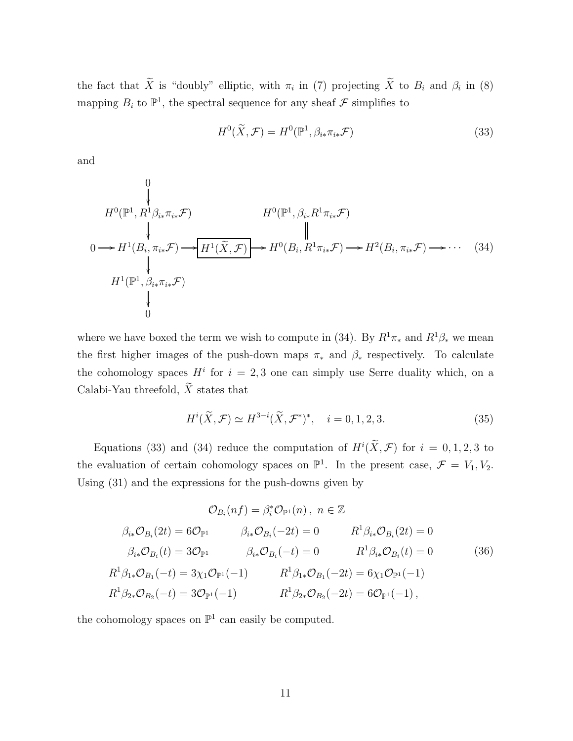the fact that $\widetilde{X}$ is "doubly" elliptic, with $\pi_i$ in (7) projecting $\widetilde{X}$ to $B_i$ and $\beta_i$ in (8) mapping $B_i$ to $\mathbb{P}^1$, the spectral sequence for any sheaf $\mathcal{F}$ simplifies to

$$H^0(\widetilde{X}, \mathcal{F}) = H^0(\mathbb{P}^1, \beta_{i*}\pi_{i*}\mathcal{F}) \tag{33}$$

and

$$\begin{array}{ccccccccc}
 & 0 & & & & & & & \\
 & \downarrow & & & & & & & \\
 & H^0(\mathbb{P}^1, R^1\beta_{i*}\pi_{i*}\mathcal{F}) & & & & H^0(\mathbb{P}^1, \beta_{i*}R^1\pi_{i*}\mathcal{F}) & & & \\
 & \downarrow & & & & \| & & & \\
0 \longrightarrow & H^1(B_i, \pi_{i*}\mathcal{F}) & \longrightarrow & \boxed{H^1(\widetilde{X}, \mathcal{F})} & \longrightarrow & H^0(B_i, R^1\pi_{i*}\mathcal{F}) & \longrightarrow & H^2(B_i, \pi_{i*}\mathcal{F}) & \longrightarrow \cdots \\
 & \downarrow & & & & & & & \\
 & H^1(\mathbb{P}^1, \beta_{i*}\pi_{i*}\mathcal{F}) & & & & & & & \\
 & \downarrow & & & & & & & \\
 & 0 & & & & & & &
\end{array} \tag{34}$$

where we have boxed the term we wish to compute in (34). By $R^1\pi_*$ and $R^1\beta_*$ we mean the first higher images of the push-down maps $\pi_*$ and $\beta_*$ respectively. To calculate the cohomology spaces $H^i$ for $i = 2, 3$ one can simply use Serre duality which, on a Calabi-Yau threefold, $\widetilde{X}$ states that

$$H^i(\widetilde{X}, \mathcal{F}) \simeq H^{3-i}(\widetilde{X}, \mathcal{F}^*)^*, \quad i = 0, 1, 2, 3. \tag{35}$$

Equations (33) and (34) reduce the computation of $H^i(\widetilde{X}, \mathcal{F})$ for $i = 0, 1, 2, 3$ to the evaluation of certain cohomology spaces on $\mathbb{P}^1$. In the present case, $\mathcal{F} = V_1, V_2$. Using (31) and the expressions for the push-downs given by

$$\begin{array}{ccc}
\multicolumn{3}{c}{\mathcal{O}_{B_i}(nf) = \beta_i^*\mathcal{O}_{\mathbb{P}^1}(n)\,,\ n \in \mathbb{Z}} \\
\beta_{i*}\mathcal{O}_{B_i}(2t) = 6\mathcal{O}_{\mathbb{P}^1} & \beta_{i*}\mathcal{O}_{B_i}(-2t) = 0 & R^1\beta_{i*}\mathcal{O}_{B_i}(2t) = 0 \\
\beta_{i*}\mathcal{O}_{B_i}(t) = 3\mathcal{O}_{\mathbb{P}^1} & \beta_{i*}\mathcal{O}_{B_i}(-t) = 0 & R^1\beta_{i*}\mathcal{O}_{B_i}(t) = 0 \\
R^1\beta_{1*}\mathcal{O}_{B_1}(-t) = 3\chi_1\mathcal{O}_{\mathbb{P}^1}(-1) & R^1\beta_{1*}\mathcal{O}_{B_1}(-2t) = 6\chi_1\mathcal{O}_{\mathbb{P}^1}(-1) & \\
R^1\beta_{2*}\mathcal{O}_{B_2}(-t) = 3\mathcal{O}_{\mathbb{P}^1}(-1) & R^1\beta_{2*}\mathcal{O}_{B_2}(-2t) = 6\mathcal{O}_{\mathbb{P}^1}(-1)\,, &
\end{array} \tag{36}$$

the cohomology spaces on $\mathbb{P}^1$ can easily be computed.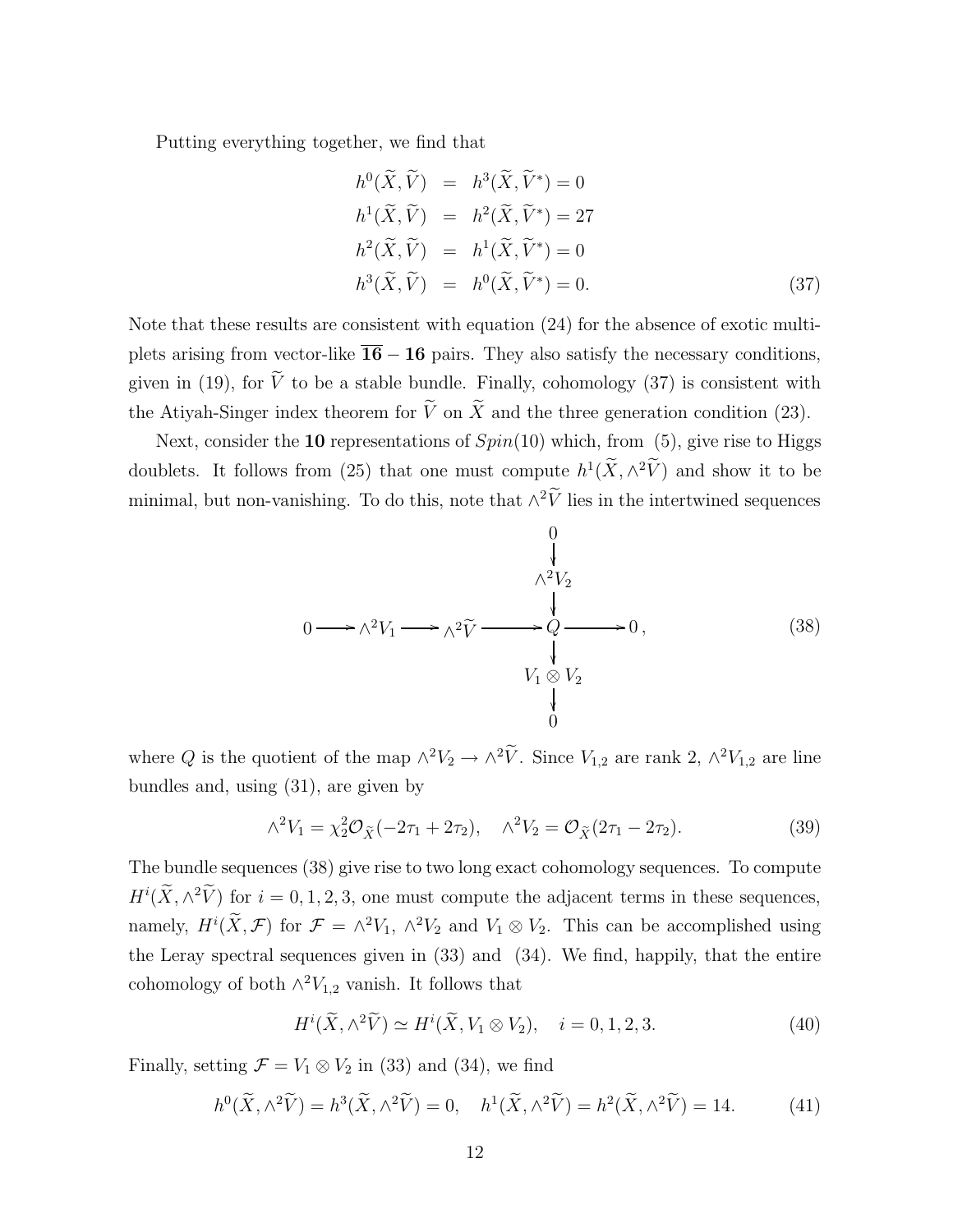Putting everything together, we find that

$$
\begin{aligned}
h^0(\widetilde{X}, \widetilde{V}) &= h^3(\widetilde{X}, \widetilde{V}^*) = 0 \\
h^1(\widetilde{X}, \widetilde{V}) &= h^2(\widetilde{X}, \widetilde{V}^*) = 27 \\
h^2(\widetilde{X}, \widetilde{V}) &= h^1(\widetilde{X}, \widetilde{V}^*) = 0 \\
h^3(\widetilde{X}, \widetilde{V}) &= h^0(\widetilde{X}, \widetilde{V}^*) = 0.
\end{aligned}
\tag{37}
$$

Note that these results are consistent with equation (24) for the absence of exotic multiplets arising from vector-like $\overline{\mathbf{16}} - \mathbf{16}$ pairs. They also satisfy the necessary conditions, given in (19), for $\widetilde{V}$ to be a stable bundle. Finally, cohomology (37) is consistent with the Atiyah-Singer index theorem for $\widetilde{V}$ on $\widetilde{X}$ and the three generation condition (23).

Next, consider the **10** representations of $Spin(10)$ which, from (5), give rise to Higgs doublets. It follows from (25) that one must compute $h^1(\widetilde{X}, \wedge^2 \widetilde{V})$ and show it to be minimal, but non-vanishing. To do this, note that $\wedge^2 \widetilde{V}$ lies in the intertwined sequences

$$
\begin{array}{ccccccccc}
 & & & & 0 & & & & \\
 & & & & \downarrow & & & & \\
 & & & & \wedge^2 V_2 & & & & \\
 & & & & \downarrow & & & & \\
0 & \longrightarrow & \wedge^2 V_1 & \longrightarrow \wedge^2 \widetilde{V} \longrightarrow & Q & \longrightarrow & 0\,, & & \\
 & & & & \downarrow & & & & \\
 & & & & V_1 \otimes V_2 & & & & \\
 & & & & \downarrow & & & & \\
 & & & & 0 & & & &
\end{array}
\tag{38}
$$

where $Q$ is the quotient of the map $\wedge^2 V_2 \to \wedge^2 \widetilde{V}$. Since $V_{1,2}$ are rank 2, $\wedge^2 V_{1,2}$ are line bundles and, using (31), are given by

$$
\wedge^2 V_1 = \chi_2^2 \mathcal{O}_{\widetilde{X}}(-2\tau_1 + 2\tau_2), \quad \wedge^2 V_2 = \mathcal{O}_{\widetilde{X}}(2\tau_1 - 2\tau_2). \tag{39}
$$

The bundle sequences (38) give rise to two long exact cohomology sequences. To compute $H^i(\widetilde{X}, \wedge^2 \widetilde{V})$ for $i = 0, 1, 2, 3$, one must compute the adjacent terms in these sequences, namely, $H^i(\widetilde{X}, \mathcal{F})$ for $\mathcal{F} = \wedge^2 V_1$, $\wedge^2 V_2$ and $V_1 \otimes V_2$. This can be accomplished using the Leray spectral sequences given in (33) and (34). We find, happily, that the entire cohomology of both $\wedge^2 V_{1,2}$ vanish. It follows that

$$
H^i(\widetilde{X}, \wedge^2 \widetilde{V}) \simeq H^i(\widetilde{X}, V_1 \otimes V_2), \quad i = 0, 1, 2, 3. \tag{40}
$$

Finally, setting $\mathcal{F} = V_1 \otimes V_2$ in (33) and (34), we find

$$
h^0(\widetilde{X}, \wedge^2 \widetilde{V}) = h^3(\widetilde{X}, \wedge^2 \widetilde{V}) = 0, \quad h^1(\widetilde{X}, \wedge^2 \widetilde{V}) = h^2(\widetilde{X}, \wedge^2 \widetilde{V}) = 14. \tag{41}
$$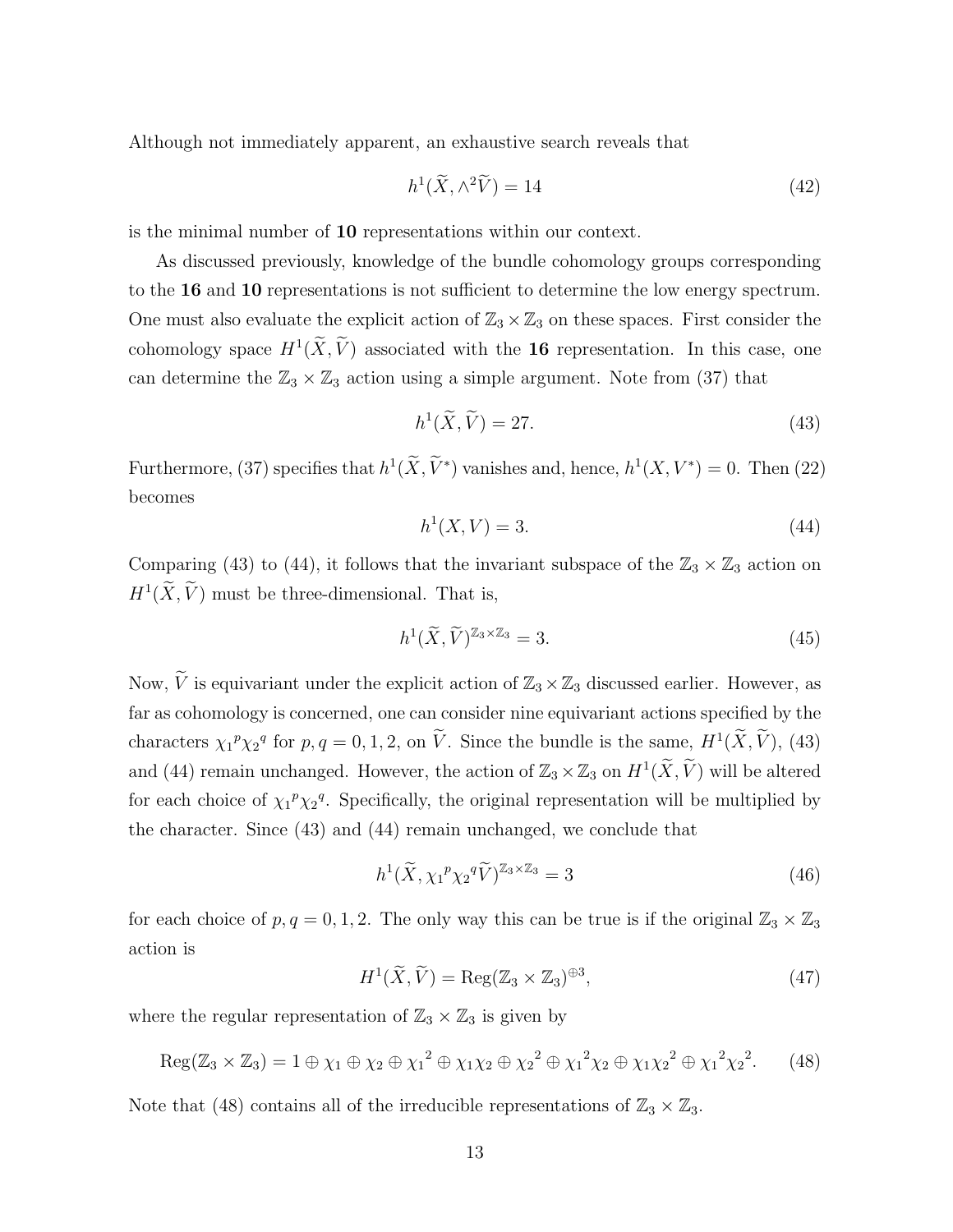Although not immediately apparent, an exhaustive search reveals that

$$h^1(\widetilde{X}, \wedge^2 \widetilde{V}) = 14 \tag{42}$$

is the minimal number of **10** representations within our context.

As discussed previously, knowledge of the bundle cohomology groups corresponding to the **16** and **10** representations is not sufficient to determine the low energy spectrum. One must also evaluate the explicit action of $\mathbb{Z}_3 \times \mathbb{Z}_3$ on these spaces. First consider the cohomology space $H^1(\widetilde{X}, \widetilde{V})$ associated with the **16** representation. In this case, one can determine the $\mathbb{Z}_3 \times \mathbb{Z}_3$ action using a simple argument. Note from (37) that

$$h^1(\widetilde{X}, \widetilde{V}) = 27. \tag{43}$$

Furthermore, (37) specifies that $h^1(\widetilde{X}, \widetilde{V}^*)$ vanishes and, hence, $h^1(X, V^*) = 0$. Then (22) becomes

$$h^1(X, V) = 3. \tag{44}$$

Comparing (43) to (44), it follows that the invariant subspace of the $\mathbb{Z}_3 \times \mathbb{Z}_3$ action on $H^1(\widetilde{X}, \widetilde{V})$ must be three-dimensional. That is,

$$h^1(\widetilde{X}, \widetilde{V})^{\mathbb{Z}_3 \times \mathbb{Z}_3} = 3. \tag{45}$$

Now, $\widetilde{V}$ is equivariant under the explicit action of $\mathbb{Z}_3 \times \mathbb{Z}_3$ discussed earlier. However, as far as cohomology is concerned, one can consider nine equivariant actions specified by the characters ${\chi_1}^p {\chi_2}^q$ for $p, q = 0, 1, 2$, on $\widetilde{V}$. Since the bundle is the same, $H^1(\widetilde{X}, \widetilde{V})$, (43) and (44) remain unchanged. However, the action of $\mathbb{Z}_3 \times \mathbb{Z}_3$ on $H^1(\widetilde{X}, \widetilde{V})$ will be altered for each choice of ${\chi_1}^p {\chi_2}^q$. Specifically, the original representation will be multiplied by the character. Since (43) and (44) remain unchanged, we conclude that

$$h^1(\widetilde{X}, {\chi_1}^p {\chi_2}^q \widetilde{V})^{\mathbb{Z}_3 \times \mathbb{Z}_3} = 3 \tag{46}$$

for each choice of $p, q = 0, 1, 2$. The only way this can be true is if the original $\mathbb{Z}_3 \times \mathbb{Z}_3$ action is

$$H^1(\widetilde{X}, \widetilde{V}) = \mathrm{Reg}(\mathbb{Z}_3 \times \mathbb{Z}_3)^{\oplus 3}, \tag{47}$$

where the regular representation of $\mathbb{Z}_3 \times \mathbb{Z}_3$ is given by

$$\mathrm{Reg}(\mathbb{Z}_3 \times \mathbb{Z}_3) = 1 \oplus \chi_1 \oplus \chi_2 \oplus {\chi_1}^2 \oplus \chi_1 \chi_2 \oplus {\chi_2}^2 \oplus {\chi_1}^2 \chi_2 \oplus \chi_1 {\chi_2}^2 \oplus {\chi_1}^2 {\chi_2}^2. \tag{48}$$

Note that (48) contains all of the irreducible representations of $\mathbb{Z}_3 \times \mathbb{Z}_3$.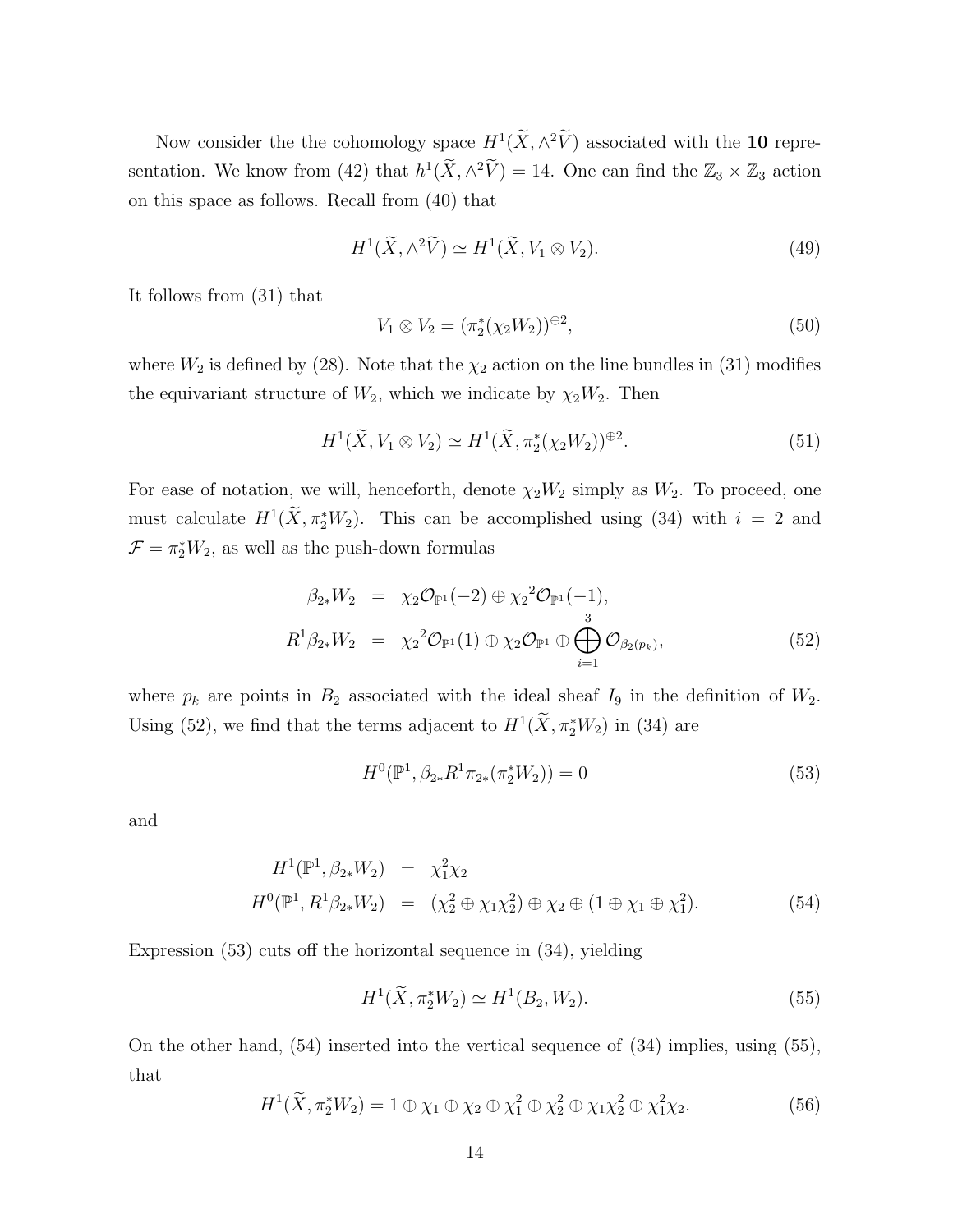Now consider the the cohomology space $H^1(\widetilde{X}, \wedge^2\widetilde{V})$ associated with the **10** representation. We know from (42) that $h^1(\widetilde{X}, \wedge^2\widetilde{V}) = 14$. One can find the $\mathbb{Z}_3 \times \mathbb{Z}_3$ action on this space as follows. Recall from (40) that

$$H^1(\widetilde{X}, \wedge^2\widetilde{V}) \simeq H^1(\widetilde{X}, V_1 \otimes V_2). \tag{49}$$

It follows from (31) that

$$V_1 \otimes V_2 = (\pi_2^*(\chi_2 W_2))^{\oplus 2}, \tag{50}$$

where $W_2$ is defined by (28). Note that the $\chi_2$ action on the line bundles in (31) modifies the equivariant structure of $W_2$, which we indicate by $\chi_2 W_2$. Then

$$H^1(\widetilde{X}, V_1 \otimes V_2) \simeq H^1(\widetilde{X}, \pi_2^*(\chi_2 W_2))^{\oplus 2}. \tag{51}$$

For ease of notation, we will, henceforth, denote $\chi_2 W_2$ simply as $W_2$. To proceed, one must calculate $H^1(\widetilde{X}, \pi_2^* W_2)$. This can be accomplished using (34) with $i = 2$ and $\mathcal{F} = \pi_2^* W_2$, as well as the push-down formulas

$$\begin{aligned}
\beta_{2*} W_2 &= \chi_2 \mathcal{O}_{\mathbb{P}^1}(-2) \oplus {\chi_2}^2 \mathcal{O}_{\mathbb{P}^1}(-1), \\
R^1\beta_{2*} W_2 &= {\chi_2}^2 \mathcal{O}_{\mathbb{P}^1}(1) \oplus \chi_2 \mathcal{O}_{\mathbb{P}^1} \oplus \bigoplus_{i=1}^{3} \mathcal{O}_{\beta_2(p_k)},
\end{aligned} \tag{52}$$

where $p_k$ are points in $B_2$ associated with the ideal sheaf $I_9$ in the definition of $W_2$. Using (52), we find that the terms adjacent to $H^1(\widetilde{X}, \pi_2^* W_2)$ in (34) are

$$H^0(\mathbb{P}^1, \beta_{2*} R^1\pi_{2*}(\pi_2^* W_2)) = 0 \tag{53}$$

and

$$\begin{aligned}
H^1(\mathbb{P}^1, \beta_{2*} W_2) &= \chi_1^2 \chi_2 \\
H^0(\mathbb{P}^1, R^1\beta_{2*} W_2) &= (\chi_2^2 \oplus \chi_1 \chi_2^2) \oplus \chi_2 \oplus (1 \oplus \chi_1 \oplus \chi_1^2).
\end{aligned} \tag{54}$$

Expression (53) cuts off the horizontal sequence in (34), yielding

$$H^1(\widetilde{X}, \pi_2^* W_2) \simeq H^1(B_2, W_2). \tag{55}$$

On the other hand, (54) inserted into the vertical sequence of (34) implies, using (55), that

$$H^1(\widetilde{X}, \pi_2^* W_2) = 1 \oplus \chi_1 \oplus \chi_2 \oplus \chi_1^2 \oplus \chi_2^2 \oplus \chi_1 \chi_2^2 \oplus \chi_1^2 \chi_2. \tag{56}$$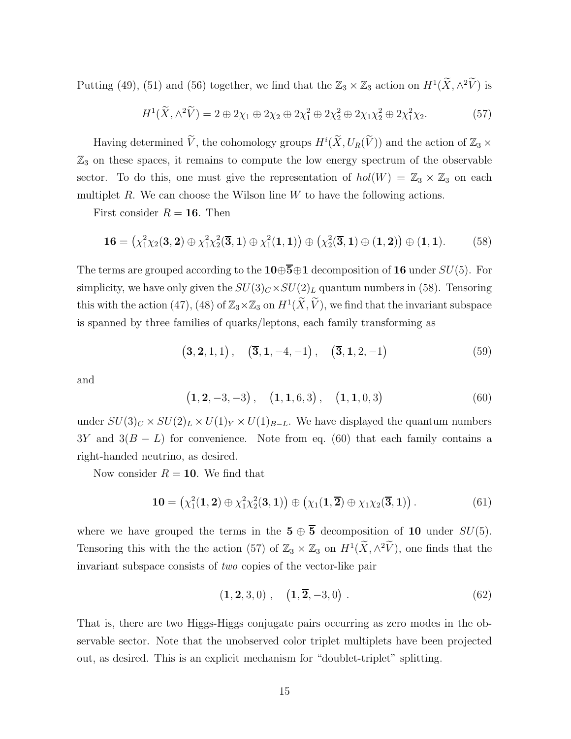Putting (49), (51) and (56) together, we find that the $\mathbb{Z}_3 \times \mathbb{Z}_3$ action on $H^1(\widetilde{X}, \wedge^2 \widetilde{V})$ is

$$H^1(\widetilde{X}, \wedge^2 \widetilde{V}) = 2 \oplus 2\chi_1 \oplus 2\chi_2 \oplus 2\chi_1^2 \oplus 2\chi_2^2 \oplus 2\chi_1\chi_2^2 \oplus 2\chi_1^2\chi_2. \tag{57}$$

Having determined $\widetilde{V}$, the cohomology groups $H^i(\widetilde{X}, U_R(\widetilde{V}))$ and the action of $\mathbb{Z}_3 \times \mathbb{Z}_3$ on these spaces, it remains to compute the low energy spectrum of the observable sector. To do this, one must give the representation of $hol(W) = \mathbb{Z}_3 \times \mathbb{Z}_3$ on each multiplet $R$. We can choose the Wilson line $W$ to have the following actions.

First consider $R = \mathbf{16}$. Then

$$\mathbf{16} = \left(\chi_1^2\chi_2(\mathbf{3}, \mathbf{2}) \oplus \chi_1^2\chi_2^2(\overline{\mathbf{3}}, \mathbf{1}) \oplus \chi_1^2(\mathbf{1}, \mathbf{1})\right) \oplus \left(\chi_2^2(\overline{\mathbf{3}}, \mathbf{1}) \oplus (\mathbf{1}, \mathbf{2})\right) \oplus (\mathbf{1}, \mathbf{1}). \tag{58}$$

The terms are grouped according to the $\mathbf{10} \oplus \overline{\mathbf{5}} \oplus \mathbf{1}$ decomposition of $\mathbf{16}$ under $SU(5)$. For simplicity, we have only given the $SU(3)_C \times SU(2)_L$ quantum numbers in (58). Tensoring this with the action (47), (48) of $\mathbb{Z}_3 \times \mathbb{Z}_3$ on $H^1(\widetilde{X}, \widetilde{V})$, we find that the invariant subspace is spanned by three families of quarks/leptons, each family transforming as

$$\left(\mathbf{3}, \mathbf{2}, 1, 1\right), \quad \left(\overline{\mathbf{3}}, \mathbf{1}, -4, -1\right), \quad \left(\overline{\mathbf{3}}, \mathbf{1}, 2, -1\right) \tag{59}$$

and

$$\left(\mathbf{1}, \mathbf{2}, -3, -3\right), \quad \left(\mathbf{1}, \mathbf{1}, 6, 3\right), \quad \left(\mathbf{1}, \mathbf{1}, 0, 3\right) \tag{60}$$

under $SU(3)_C \times SU(2)_L \times U(1)_Y \times U(1)_{B-L}$. We have displayed the quantum numbers $3Y$ and $3(B-L)$ for convenience. Note from eq. (60) that each family contains a right-handed neutrino, as desired.

Now consider $R = \mathbf{10}$. We find that

$$\mathbf{10} = \left(\chi_1^2(\mathbf{1}, \mathbf{2}) \oplus \chi_1^2\chi_2^2(\mathbf{3}, \mathbf{1})\right) \oplus \left(\chi_1(\mathbf{1}, \overline{\mathbf{2}}) \oplus \chi_1\chi_2(\overline{\mathbf{3}}, \mathbf{1})\right). \tag{61}$$

where we have grouped the terms in the $\mathbf{5} \oplus \overline{\mathbf{5}}$ decomposition of $\mathbf{10}$ under $SU(5)$. Tensoring this with the the action (57) of $\mathbb{Z}_3 \times \mathbb{Z}_3$ on $H^1(\widetilde{X}, \wedge^2 \widetilde{V})$, one finds that the invariant subspace consists of *two* copies of the vector-like pair

$$(\mathbf{1}, \mathbf{2}, 3, 0)\,, \quad \left(\mathbf{1}, \overline{\mathbf{2}}, -3, 0\right)\,. \tag{62}$$

That is, there are two Higgs-Higgs conjugate pairs occurring as zero modes in the observable sector. Note that the unobserved color triplet multiplets have been projected out, as desired. This is an explicit mechanism for "doublet-triplet" splitting.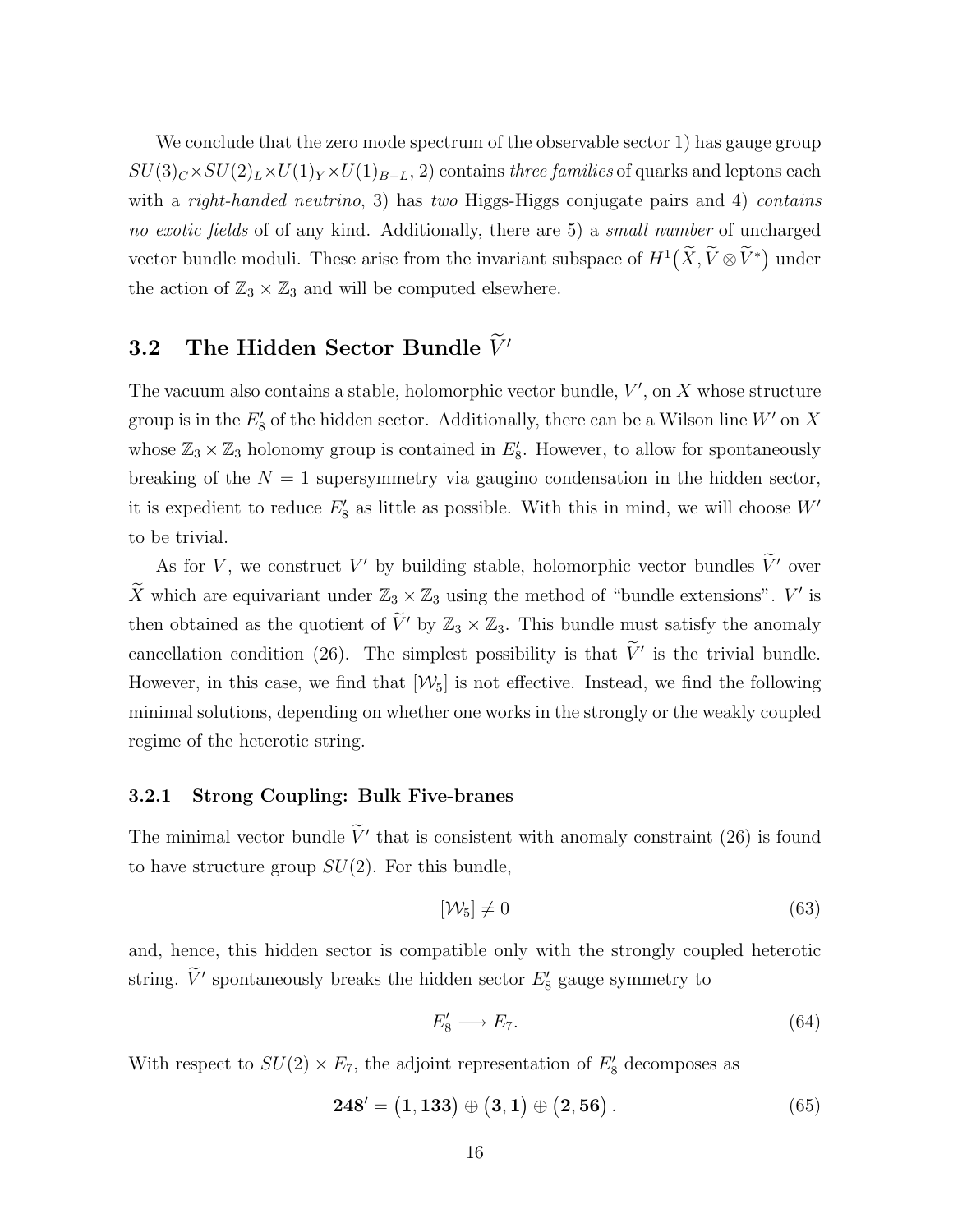We conclude that the zero mode spectrum of the observable sector 1) has gauge group $SU(3)_C \times SU(2)_L \times U(1)_Y \times U(1)_{B-L}$, 2) contains *three families* of quarks and leptons each with a *right-handed neutrino*, 3) has *two* Higgs-Higgs conjugate pairs and 4) *contains no exotic fields* of of any kind. Additionally, there are 5) a *small number* of uncharged vector bundle moduli. These arise from the invariant subspace of $H^1\big(\widetilde{X}, \widetilde{V} \otimes \widetilde{V}^*\big)$ under the action of $\mathbb{Z}_3 \times \mathbb{Z}_3$ and will be computed elsewhere.

## 3.2 The Hidden Sector Bundle $\widetilde{V}'$

The vacuum also contains a stable, holomorphic vector bundle, $V'$, on $X$ whose structure group is in the $E_8'$ of the hidden sector. Additionally, there can be a Wilson line $W'$ on $X$ whose $\mathbb{Z}_3 \times \mathbb{Z}_3$ holonomy group is contained in $E_8'$. However, to allow for spontaneously breaking of the $N=1$ supersymmetry via gaugino condensation in the hidden sector, it is expedient to reduce $E_8'$ as little as possible. With this in mind, we will choose $W'$ to be trivial.

As for $V$, we construct $V'$ by building stable, holomorphic vector bundles $\widetilde{V}'$ over $\widetilde{X}$ which are equivariant under $\mathbb{Z}_3 \times \mathbb{Z}_3$ using the method of "bundle extensions". $V'$ is then obtained as the quotient of $\widetilde{V}'$ by $\mathbb{Z}_3 \times \mathbb{Z}_3$. This bundle must satisfy the anomaly cancellation condition (26). The simplest possibility is that $\widetilde{V}'$ is the trivial bundle. However, in this case, we find that $[\mathcal{W}_5]$ is not effective. Instead, we find the following minimal solutions, depending on whether one works in the strongly or the weakly coupled regime of the heterotic string.

### 3.2.1 Strong Coupling: Bulk Five-branes

The minimal vector bundle $\widetilde{V}'$ that is consistent with anomaly constraint (26) is found to have structure group $SU(2)$. For this bundle,

$$[\mathcal{W}_5] \neq 0 \tag{63}$$

and, hence, this hidden sector is compatible only with the strongly coupled heterotic string. $\widetilde{V}'$ spontaneously breaks the hidden sector $E_8'$ gauge symmetry to

$$E_8' \longrightarrow E_7. \tag{64}$$

With respect to $SU(2) \times E_7$, the adjoint representation of $E_8'$ decomposes as

$$\mathbf{248}' = \big(\mathbf{1}, \mathbf{133}\big) \oplus \big(\mathbf{3}, \mathbf{1}\big) \oplus \big(\mathbf{2}, \mathbf{56}\big). \tag{65}$$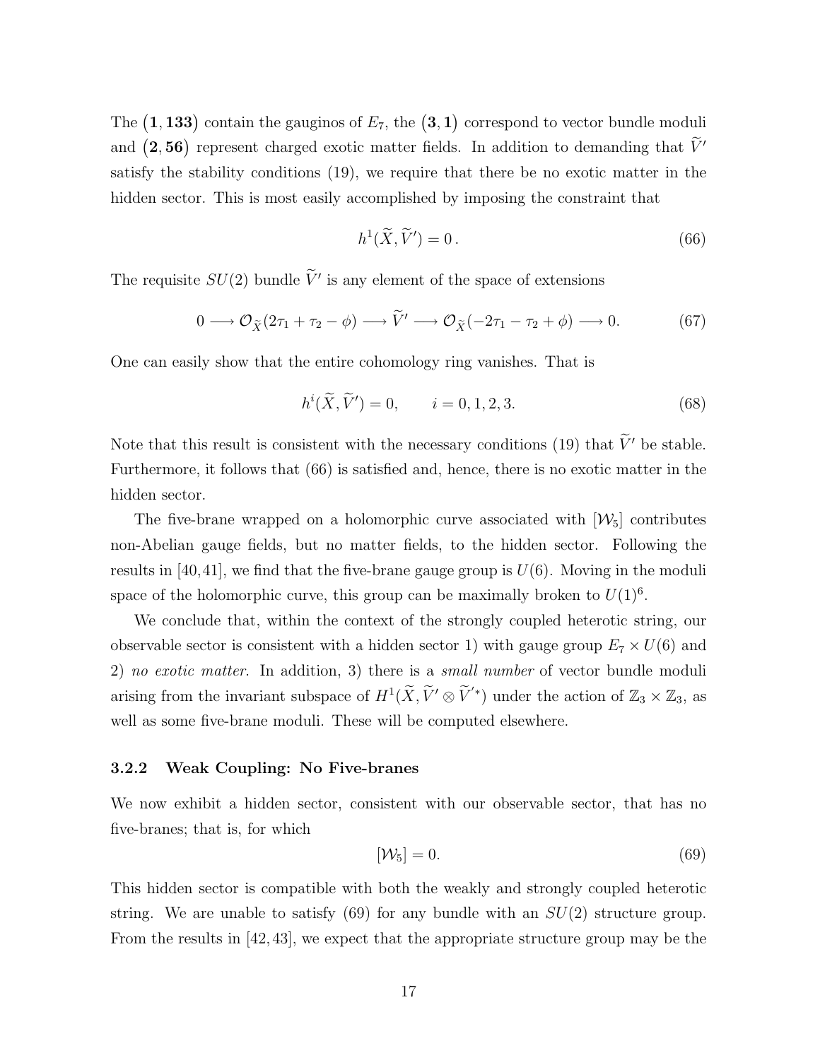The $(\mathbf{1}, \mathbf{133})$ contain the gauginos of $E_7$, the $(\mathbf{3}, \mathbf{1})$ correspond to vector bundle moduli and $(\mathbf{2}, \mathbf{56})$ represent charged exotic matter fields. In addition to demanding that $\widetilde{V}'$ satisfy the stability conditions (19), we require that there be no exotic matter in the hidden sector. This is most easily accomplished by imposing the constraint that

$$h^1(\widetilde{X}, \widetilde{V}') = 0\,. \tag{66}$$

The requisite $SU(2)$ bundle $\widetilde{V}'$ is any element of the space of extensions

$$0 \longrightarrow \mathcal{O}_{\widetilde{X}}(2\tau_1 + \tau_2 - \phi) \longrightarrow \widetilde{V}' \longrightarrow \mathcal{O}_{\widetilde{X}}(-2\tau_1 - \tau_2 + \phi) \longrightarrow 0. \tag{67}$$

One can easily show that the entire cohomology ring vanishes. That is

$$h^i(\widetilde{X}, \widetilde{V}') = 0, \qquad i = 0, 1, 2, 3. \tag{68}$$

Note that this result is consistent with the necessary conditions (19) that $\widetilde{V}'$ be stable. Furthermore, it follows that (66) is satisfied and, hence, there is no exotic matter in the hidden sector.

The five-brane wrapped on a holomorphic curve associated with $[\mathcal{W}_5]$ contributes non-Abelian gauge fields, but no matter fields, to the hidden sector. Following the results in [40,41], we find that the five-brane gauge group is $U(6)$. Moving in the moduli space of the holomorphic curve, this group can be maximally broken to $U(1)^6$.

We conclude that, within the context of the strongly coupled heterotic string, our observable sector is consistent with a hidden sector 1) with gauge group $E_7 \times U(6)$ and 2) *no exotic matter*. In addition, 3) there is a *small number* of vector bundle moduli arising from the invariant subspace of $H^1(\widetilde{X}, \widetilde{V}' \otimes \widetilde{V}'^*)$ under the action of $\mathbb{Z}_3 \times \mathbb{Z}_3$, as well as some five-brane moduli. These will be computed elsewhere.

#### 3.2.2 Weak Coupling: No Five-branes

We now exhibit a hidden sector, consistent with our observable sector, that has no five-branes; that is, for which

$$[\mathcal{W}_5] = 0. \tag{69}$$

This hidden sector is compatible with both the weakly and strongly coupled heterotic string. We are unable to satisfy (69) for any bundle with an $SU(2)$ structure group. From the results in [42,43], we expect that the appropriate structure group may be the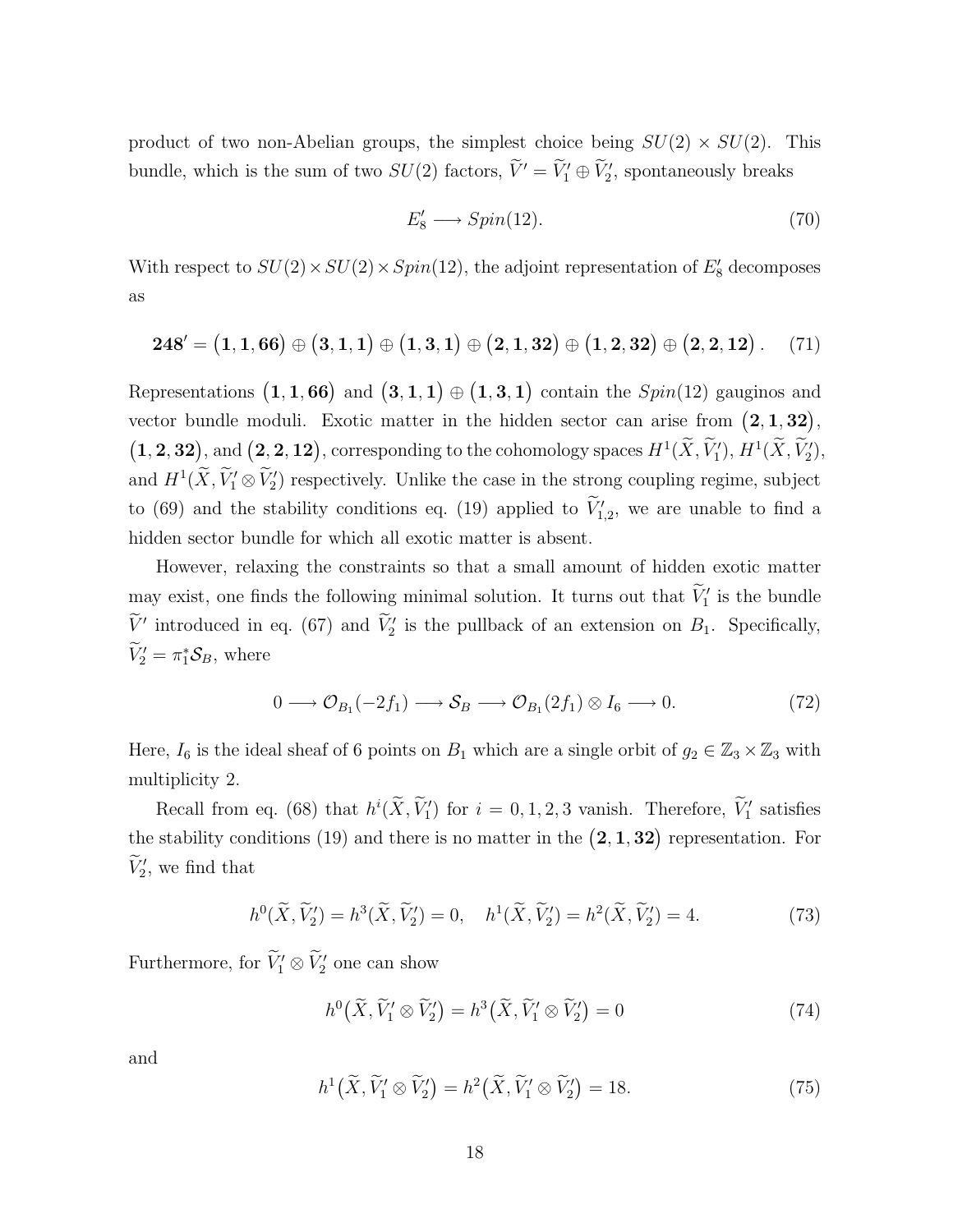product of two non-Abelian groups, the simplest choice being $SU(2) \times SU(2)$. This bundle, which is the sum of two $SU(2)$ factors, $\widetilde{V}' = \widetilde{V}'_1 \oplus \widetilde{V}'_2$, spontaneously breaks

$$E'_8 \longrightarrow Spin(12). \tag{70}$$

With respect to $SU(2) \times SU(2) \times Spin(12)$, the adjoint representation of $E'_8$ decomposes as

$$\mathbf{248}' = \big(\mathbf{1},\mathbf{1},\mathbf{66}\big) \oplus \big(\mathbf{3},\mathbf{1},\mathbf{1}\big) \oplus \big(\mathbf{1},\mathbf{3},\mathbf{1}\big) \oplus \big(\mathbf{2},\mathbf{1},\mathbf{32}\big) \oplus \big(\mathbf{1},\mathbf{2},\mathbf{32}\big) \oplus \big(\mathbf{2},\mathbf{2},\mathbf{12}\big). \tag{71}$$

Representations $\big(\mathbf{1},\mathbf{1},\mathbf{66}\big)$ and $\big(\mathbf{3},\mathbf{1},\mathbf{1}\big) \oplus \big(\mathbf{1},\mathbf{3},\mathbf{1}\big)$ contain the $Spin(12)$ gauginos and vector bundle moduli. Exotic matter in the hidden sector can arise from $\big(\mathbf{2},\mathbf{1},\mathbf{32}\big)$, $\big(\mathbf{1},\mathbf{2},\mathbf{32}\big)$, and $\big(\mathbf{2},\mathbf{2},\mathbf{12}\big)$, corresponding to the cohomology spaces $H^1(\widetilde{X}, \widetilde{V}'_1)$, $H^1(\widetilde{X}, \widetilde{V}'_2)$, and $H^1(\widetilde{X}, \widetilde{V}'_1 \otimes \widetilde{V}'_2)$ respectively. Unlike the case in the strong coupling regime, subject to (69) and the stability conditions eq. (19) applied to $\widetilde{V}'_{1,2}$, we are unable to find a hidden sector bundle for which all exotic matter is absent.

However, relaxing the constraints so that a small amount of hidden exotic matter may exist, one finds the following minimal solution. It turns out that $\widetilde{V}'_1$ is the bundle $\widetilde{V}'$ introduced in eq. (67) and $\widetilde{V}'_2$ is the pullback of an extension on $B_1$. Specifically, $\widetilde{V}'_2 = \pi_1^* \mathcal{S}_B$, where

$$0 \longrightarrow \mathcal{O}_{B_1}(-2f_1) \longrightarrow \mathcal{S}_B \longrightarrow \mathcal{O}_{B_1}(2f_1) \otimes I_6 \longrightarrow 0. \tag{72}$$

Here, $I_6$ is the ideal sheaf of 6 points on $B_1$ which are a single orbit of $g_2 \in \mathbb{Z}_3 \times \mathbb{Z}_3$ with multiplicity 2.

Recall from eq. (68) that $h^i(\widetilde{X}, \widetilde{V}'_1)$ for $i = 0,1,2,3$ vanish. Therefore, $\widetilde{V}'_1$ satisfies the stability conditions (19) and there is no matter in the $\big(\mathbf{2},\mathbf{1},\mathbf{32}\big)$ representation. For $\widetilde{V}'_2$, we find that

$$h^0(\widetilde{X}, \widetilde{V}'_2) = h^3(\widetilde{X}, \widetilde{V}'_2) = 0, \quad h^1(\widetilde{X}, \widetilde{V}'_2) = h^2(\widetilde{X}, \widetilde{V}'_2) = 4. \tag{73}$$

Furthermore, for $\widetilde{V}'_1 \otimes \widetilde{V}'_2$ one can show

$$h^0\big(\widetilde{X}, \widetilde{V}'_1 \otimes \widetilde{V}'_2\big) = h^3\big(\widetilde{X}, \widetilde{V}'_1 \otimes \widetilde{V}'_2\big) = 0 \tag{74}$$

and

$$h^1\big(\widetilde{X}, \widetilde{V}'_1 \otimes \widetilde{V}'_2\big) = h^2\big(\widetilde{X}, \widetilde{V}'_1 \otimes \widetilde{V}'_2\big) = 18. \tag{75}$$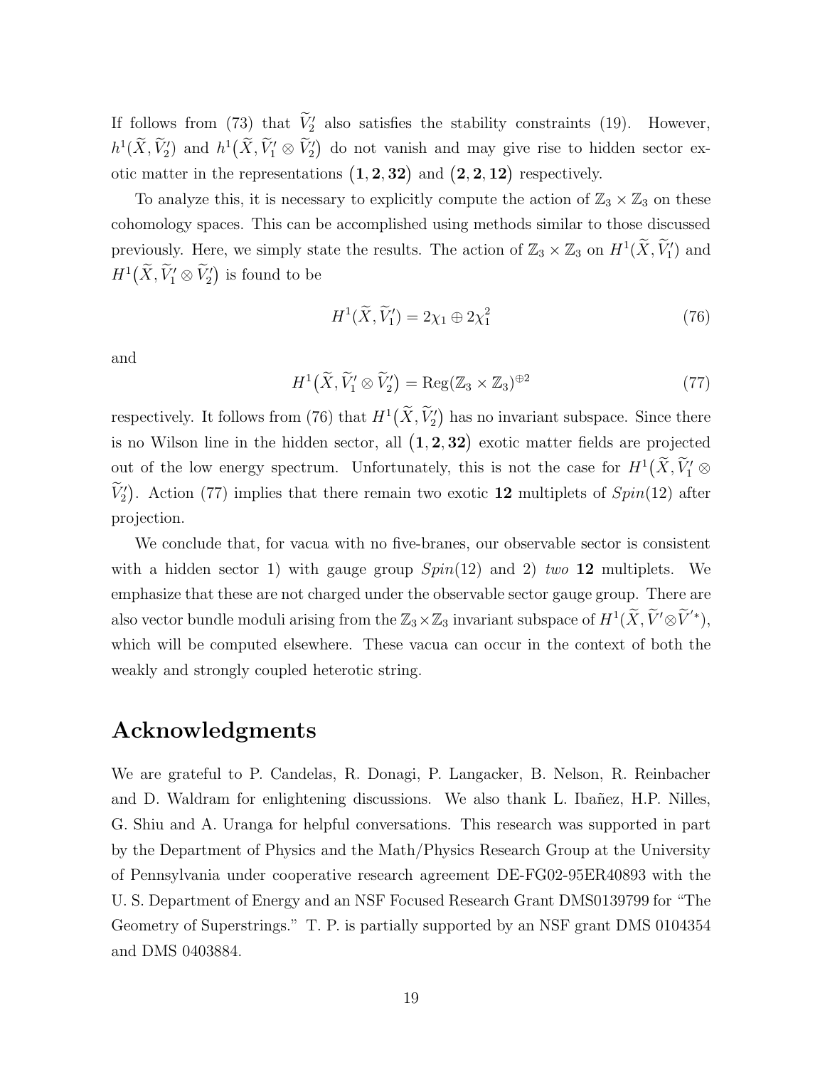If follows from (73) that $\widetilde{V}_2'$ also satisfies the stability constraints (19). However, $h^1(\widetilde{X}, \widetilde{V}_2')$ and $h^1\big(\widetilde{X}, \widetilde{V}_1' \otimes \widetilde{V}_2'\big)$ do not vanish and may give rise to hidden sector exotic matter in the representations $\big(\mathbf{1}, \mathbf{2}, \mathbf{32}\big)$ and $\big(\mathbf{2}, \mathbf{2}, \mathbf{12}\big)$ respectively.

To analyze this, it is necessary to explicitly compute the action of $\mathbb{Z}_3 \times \mathbb{Z}_3$ on these cohomology spaces. This can be accomplished using methods similar to those discussed previously. Here, we simply state the results. The action of $\mathbb{Z}_3 \times \mathbb{Z}_3$ on $H^1(\widetilde{X}, \widetilde{V}_1')$ and $H^1\big(\widetilde{X}, \widetilde{V}_1' \otimes \widetilde{V}_2'\big)$ is found to be

$$H^1(\widetilde{X}, \widetilde{V}_1') = 2\chi_1 \oplus 2\chi_1^2 \tag{76}$$

and

$$H^1\big(\widetilde{X}, \widetilde{V}_1' \otimes \widetilde{V}_2'\big) = \mathrm{Reg}(\mathbb{Z}_3 \times \mathbb{Z}_3)^{\oplus 2} \tag{77}$$

respectively. It follows from (76) that $H^1\big(\widetilde{X}, \widetilde{V}_2'\big)$ has no invariant subspace. Since there is no Wilson line in the hidden sector, all $\big(\mathbf{1}, \mathbf{2}, \mathbf{32}\big)$ exotic matter fields are projected out of the low energy spectrum. Unfortunately, this is not the case for $H^1\big(\widetilde{X}, \widetilde{V}_1' \otimes \widetilde{V}_2'\big)$. Action (77) implies that there remain two exotic $\mathbf{12}$ multiplets of $Spin(12)$ after projection.

We conclude that, for vacua with no five-branes, our observable sector is consistent with a hidden sector 1) with gauge group $Spin(12)$ and 2) *two* $\mathbf{12}$ multiplets. We emphasize that these are not charged under the observable sector gauge group. There are also vector bundle moduli arising from the $\mathbb{Z}_3 \times \mathbb{Z}_3$ invariant subspace of $H^1(\widetilde{X}, \widetilde{V}' \otimes \widetilde{V}'^*)$, which will be computed elsewhere. These vacua can occur in the context of both the weakly and strongly coupled heterotic string.

# Acknowledgments

We are grateful to P. Candelas, R. Donagi, P. Langacker, B. Nelson, R. Reinbacher and D. Waldram for enlightening discussions. We also thank L. Ibañez, H.P. Nilles, G. Shiu and A. Uranga for helpful conversations. This research was supported in part by the Department of Physics and the Math/Physics Research Group at the University of Pennsylvania under cooperative research agreement DE-FG02-95ER40893 with the U. S. Department of Energy and an NSF Focused Research Grant DMS0139799 for "The Geometry of Superstrings." T. P. is partially supported by an NSF grant DMS 0104354 and DMS 0403884.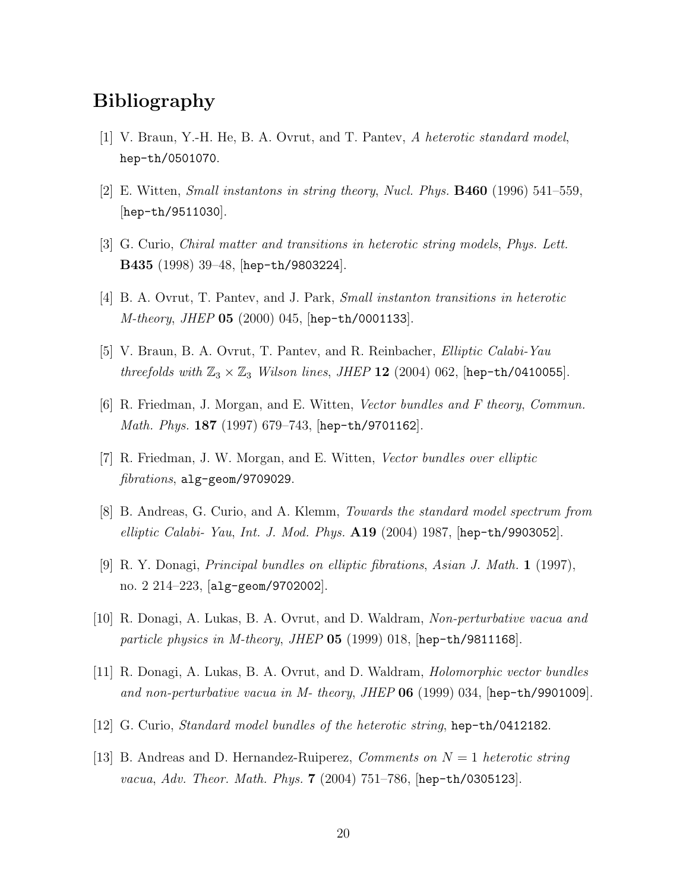# Bibliography

[1] V. Braun, Y.-H. He, B. A. Ovrut, and T. Pantev, *A heterotic standard model*, hep-th/0501070.

[2] E. Witten, *Small instantons in string theory*, *Nucl. Phys.* **B460** (1996) 541–559, [hep-th/9511030].

[3] G. Curio, *Chiral matter and transitions in heterotic string models*, *Phys. Lett.* **B435** (1998) 39–48, [hep-th/9803224].

[4] B. A. Ovrut, T. Pantev, and J. Park, *Small instanton transitions in heterotic M-theory*, *JHEP* **05** (2000) 045, [hep-th/0001133].

[5] V. Braun, B. A. Ovrut, T. Pantev, and R. Reinbacher, *Elliptic Calabi-Yau threefolds with $\mathbb{Z}_3 \times \mathbb{Z}_3$ Wilson lines*, *JHEP* **12** (2004) 062, [hep-th/0410055].

[6] R. Friedman, J. Morgan, and E. Witten, *Vector bundles and F theory*, *Commun. Math. Phys.* **187** (1997) 679–743, [hep-th/9701162].

[7] R. Friedman, J. W. Morgan, and E. Witten, *Vector bundles over elliptic fibrations*, alg-geom/9709029.

[8] B. Andreas, G. Curio, and A. Klemm, *Towards the standard model spectrum from elliptic Calabi- Yau*, *Int. J. Mod. Phys.* **A19** (2004) 1987, [hep-th/9903052].

[9] R. Y. Donagi, *Principal bundles on elliptic fibrations*, *Asian J. Math.* **1** (1997), no. 2 214–223, [alg-geom/9702002].

[10] R. Donagi, A. Lukas, B. A. Ovrut, and D. Waldram, *Non-perturbative vacua and particle physics in M-theory*, *JHEP* **05** (1999) 018, [hep-th/9811168].

[11] R. Donagi, A. Lukas, B. A. Ovrut, and D. Waldram, *Holomorphic vector bundles and non-perturbative vacua in M- theory*, *JHEP* **06** (1999) 034, [hep-th/9901009].

[12] G. Curio, *Standard model bundles of the heterotic string*, hep-th/0412182.

[13] B. Andreas and D. Hernandez-Ruiperez, *Comments on $N = 1$ heterotic string vacua*, *Adv. Theor. Math. Phys.* **7** (2004) 751–786, [hep-th/0305123].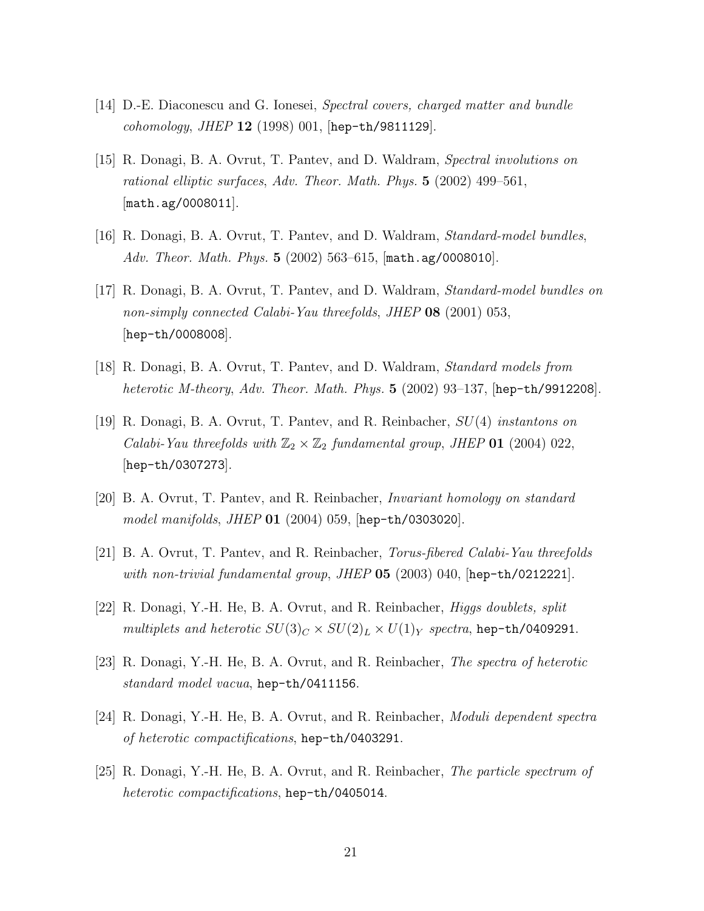[14] D.-E. Diaconescu and G. Ionesei, *Spectral covers, charged matter and bundle cohomology*, *JHEP* **12** (1998) 001, [hep-th/9811129].

[15] R. Donagi, B. A. Ovrut, T. Pantev, and D. Waldram, *Spectral involutions on rational elliptic surfaces*, *Adv. Theor. Math. Phys.* **5** (2002) 499–561, [math.ag/0008011].

[16] R. Donagi, B. A. Ovrut, T. Pantev, and D. Waldram, *Standard-model bundles*, *Adv. Theor. Math. Phys.* **5** (2002) 563–615, [math.ag/0008010].

[17] R. Donagi, B. A. Ovrut, T. Pantev, and D. Waldram, *Standard-model bundles on non-simply connected Calabi-Yau threefolds*, *JHEP* **08** (2001) 053, [hep-th/0008008].

[18] R. Donagi, B. A. Ovrut, T. Pantev, and D. Waldram, *Standard models from heterotic M-theory*, *Adv. Theor. Math. Phys.* **5** (2002) 93–137, [hep-th/9912208].

[19] R. Donagi, B. A. Ovrut, T. Pantev, and R. Reinbacher, *$SU(4)$ instantons on Calabi-Yau threefolds with $\mathbb{Z}_2 \times \mathbb{Z}_2$ fundamental group*, *JHEP* **01** (2004) 022, [hep-th/0307273].

[20] B. A. Ovrut, T. Pantev, and R. Reinbacher, *Invariant homology on standard model manifolds*, *JHEP* **01** (2004) 059, [hep-th/0303020].

[21] B. A. Ovrut, T. Pantev, and R. Reinbacher, *Torus-fibered Calabi-Yau threefolds with non-trivial fundamental group*, *JHEP* **05** (2003) 040, [hep-th/0212221].

[22] R. Donagi, Y.-H. He, B. A. Ovrut, and R. Reinbacher, *Higgs doublets, split multiplets and heterotic $SU(3)_C \times SU(2)_L \times U(1)_Y$ spectra*, hep-th/0409291.

[23] R. Donagi, Y.-H. He, B. A. Ovrut, and R. Reinbacher, *The spectra of heterotic standard model vacua*, hep-th/0411156.

[24] R. Donagi, Y.-H. He, B. A. Ovrut, and R. Reinbacher, *Moduli dependent spectra of heterotic compactifications*, hep-th/0403291.

[25] R. Donagi, Y.-H. He, B. A. Ovrut, and R. Reinbacher, *The particle spectrum of heterotic compactifications*, hep-th/0405014.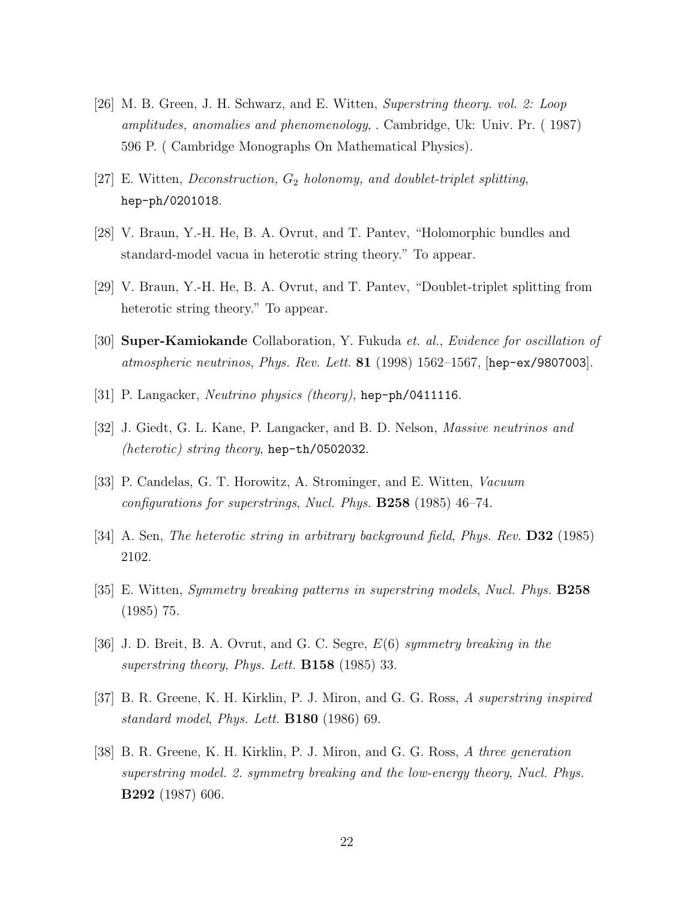[26] M. B. Green, J. H. Schwarz, and E. Witten, *Superstring theory. vol. 2: Loop amplitudes, anomalies and phenomenology*, . Cambridge, Uk: Univ. Pr. ( 1987) 596 P. ( Cambridge Monographs On Mathematical Physics).

[27] E. Witten, *Deconstruction, $G_2$ holonomy, and doublet-triplet splitting*, `hep-ph/0201018`.

[28] V. Braun, Y.-H. He, B. A. Ovrut, and T. Pantev, "Holomorphic bundles and standard-model vacua in heterotic string theory." To appear.

[29] V. Braun, Y.-H. He, B. A. Ovrut, and T. Pantev, "Doublet-triplet splitting from heterotic string theory." To appear.

[30] **Super-Kamiokande** Collaboration, Y. Fukuda *et. al.*, *Evidence for oscillation of atmospheric neutrinos*, *Phys. Rev. Lett.* **81** (1998) 1562–1567, [`hep-ex/9807003`].

[31] P. Langacker, *Neutrino physics (theory)*, `hep-ph/0411116`.

[32] J. Giedt, G. L. Kane, P. Langacker, and B. D. Nelson, *Massive neutrinos and (heterotic) string theory*, `hep-th/0502032`.

[33] P. Candelas, G. T. Horowitz, A. Strominger, and E. Witten, *Vacuum configurations for superstrings*, *Nucl. Phys.* **B258** (1985) 46–74.

[34] A. Sen, *The heterotic string in arbitrary background field*, *Phys. Rev.* **D32** (1985) 2102.

[35] E. Witten, *Symmetry breaking patterns in superstring models*, *Nucl. Phys.* **B258** (1985) 75.

[36] J. D. Breit, B. A. Ovrut, and G. C. Segre, *$E(6)$ symmetry breaking in the superstring theory*, *Phys. Lett.* **B158** (1985) 33.

[37] B. R. Greene, K. H. Kirklin, P. J. Miron, and G. G. Ross, *A superstring inspired standard model*, *Phys. Lett.* **B180** (1986) 69.

[38] B. R. Greene, K. H. Kirklin, P. J. Miron, and G. G. Ross, *A three generation superstring model. 2. symmetry breaking and the low-energy theory*, *Nucl. Phys.* **B292** (1987) 606.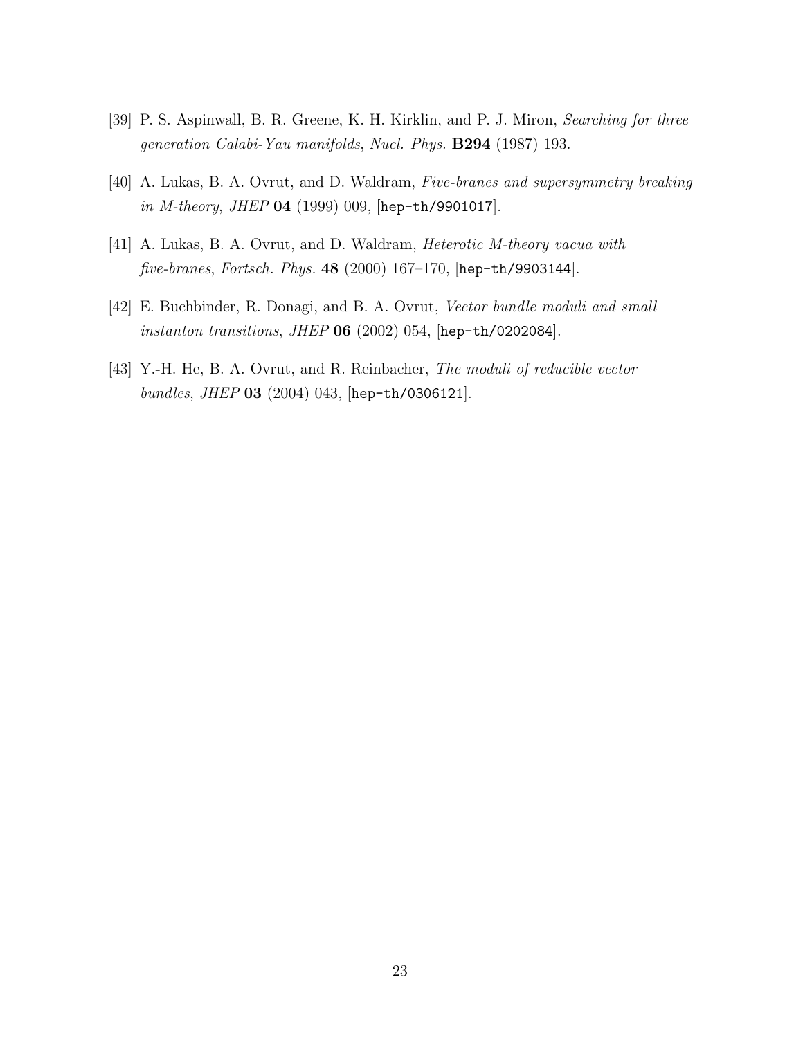[39] P. S. Aspinwall, B. R. Greene, K. H. Kirklin, and P. J. Miron, *Searching for three generation Calabi-Yau manifolds*, *Nucl. Phys.* **B294** (1987) 193.

[40] A. Lukas, B. A. Ovrut, and D. Waldram, *Five-branes and supersymmetry breaking in M-theory*, *JHEP* **04** (1999) 009, [hep-th/9901017].

[41] A. Lukas, B. A. Ovrut, and D. Waldram, *Heterotic M-theory vacua with five-branes*, *Fortsch. Phys.* **48** (2000) 167–170, [hep-th/9903144].

[42] E. Buchbinder, R. Donagi, and B. A. Ovrut, *Vector bundle moduli and small instanton transitions*, *JHEP* **06** (2002) 054, [hep-th/0202084].

[43] Y.-H. He, B. A. Ovrut, and R. Reinbacher, *The moduli of reducible vector bundles*, *JHEP* **03** (2004) 043, [hep-th/0306121].